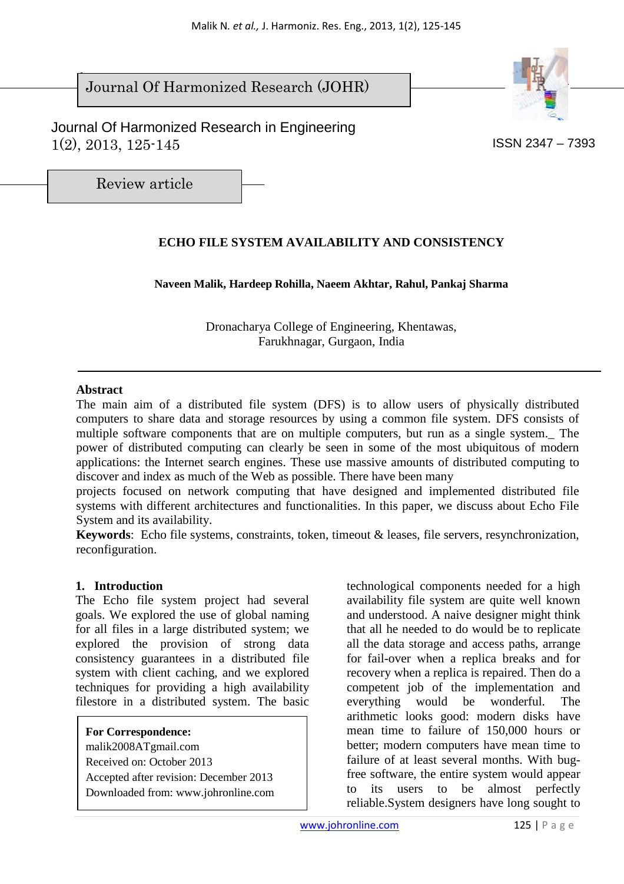Journal Of Harmonized Research (JOHR)

Journal Of Harmonized Research in Engineering
1(2), 2013, 125-145

ISSN 2347 – 7393

Review article

# ECHO FILE SYSTEM AVAILABILITY AND CONSISTENCY

**Naveen Malik, Hardeep Rohilla, Naeem Akhtar, Rahul, Pankaj Sharma**

Dronacharya College of Engineering, Khentawas,
Farukhnagar, Gurgaon, India

## Abstract

The main aim of a distributed file system (DFS) is to allow users of physically distributed computers to share data and storage resources by using a common file system. DFS consists of multiple software components that are on multiple computers, but run as a single system._ The power of distributed computing can clearly be seen in some of the most ubiquitous of modern applications: the Internet search engines. These use massive amounts of distributed computing to discover and index as much of the Web as possible. There have been many projects focused on network computing that have designed and implemented distributed file systems with different architectures and functionalities. In this paper, we discuss about Echo File System and its availability.

**Keywords**: Echo file systems, constraints, token, timeout & leases, file servers, resynchronization, reconfiguration.

## 1. Introduction

The Echo file system project had several goals. We explored the use of global naming for all files in a large distributed system; we explored the provision of strong data consistency guarantees in a distributed file system with client caching, and we explored techniques for providing a high availability filestore in a distributed system. The basic technological components needed for a high availability file system are quite well known and understood. A naive designer might think that all he needed to do would be to replicate all the data storage and access paths, arrange for fail-over when a replica breaks and for recovery when a replica is repaired. Then do a competent job of the implementation and everything would be wonderful. The arithmetic looks good: modern disks have mean time to failure of 150,000 hours or better; modern computers have mean time to failure of at least several months. With bug-free software, the entire system would appear to its users to be almost perfectly reliable.System designers have long sought to

**For Correspondence:**
malik2008ATgmail.com
Received on: October 2013
Accepted after revision: December 2013
Downloaded from: www.johronline.com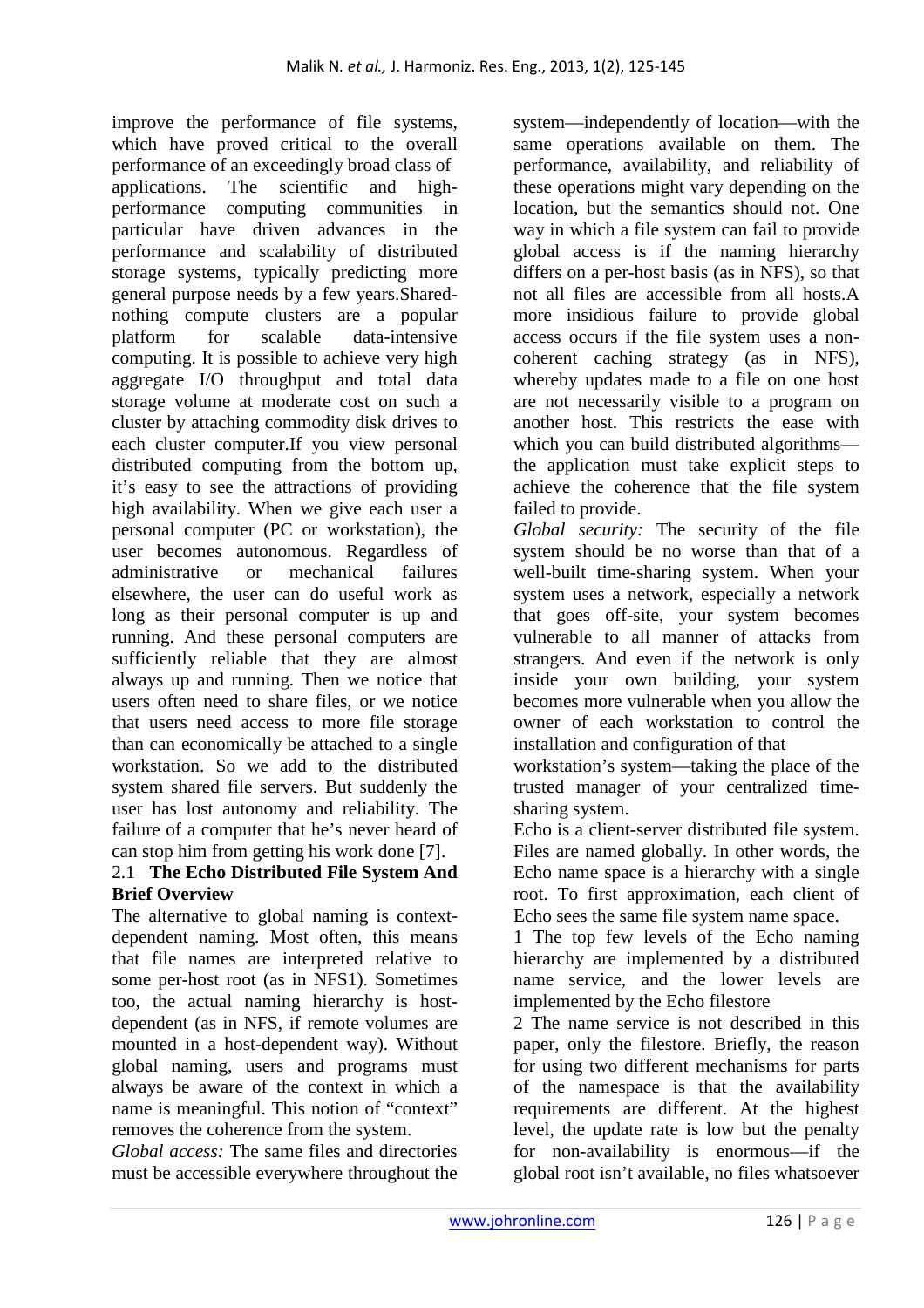improve the performance of file systems, which have proved critical to the overall performance of an exceedingly broad class of applications. The scientific and high-performance computing communities in particular have driven advances in the performance and scalability of distributed storage systems, typically predicting more general purpose needs by a few years.Shared-nothing compute clusters are a popular platform for scalable data-intensive computing. It is possible to achieve very high aggregate I/O throughput and total data storage volume at moderate cost on such a cluster by attaching commodity disk drives to each cluster computer.If you view personal distributed computing from the bottom up, it's easy to see the attractions of providing high availability. When we give each user a personal computer (PC or workstation), the user becomes autonomous. Regardless of administrative or mechanical failures elsewhere, the user can do useful work as long as their personal computer is up and running. And these personal computers are sufficiently reliable that they are almost always up and running. Then we notice that users often need to share files, or we notice that users need access to more file storage than can economically be attached to a single workstation. So we add to the distributed system shared file servers. But suddenly the user has lost autonomy and reliability. The failure of a computer that he's never heard of can stop him from getting his work done [7].

## 2.1 The Echo Distributed File System And Brief Overview

The alternative to global naming is context-dependent naming. Most often, this means that file names are interpreted relative to some per-host root (as in NFS1). Sometimes too, the actual naming hierarchy is host-dependent (as in NFS, if remote volumes are mounted in a host-dependent way). Without global naming, users and programs must always be aware of the context in which a name is meaningful. This notion of "context" removes the coherence from the system.

*Global access:* The same files and directories must be accessible everywhere throughout the system—independently of location—with the same operations available on them. The performance, availability, and reliability of these operations might vary depending on the location, but the semantics should not. One way in which a file system can fail to provide global access is if the naming hierarchy differs on a per-host basis (as in NFS), so that not all files are accessible from all hosts.A more insidious failure to provide global access occurs if the file system uses a non-coherent caching strategy (as in NFS), whereby updates made to a file on one host are not necessarily visible to a program on another host. This restricts the ease with which you can build distributed algorithms—the application must take explicit steps to achieve the coherence that the file system failed to provide.

*Global security:* The security of the file system should be no worse than that of a well-built time-sharing system. When your system uses a network, especially a network that goes off-site, your system becomes vulnerable to all manner of attacks from strangers. And even if the network is only inside your own building, your system becomes more vulnerable when you allow the owner of each workstation to control the installation and configuration of that workstation's system—taking the place of the trusted manager of your centralized time-sharing system.

Echo is a client-server distributed file system. Files are named globally. In other words, the Echo name space is a hierarchy with a single root. To first approximation, each client of Echo sees the same file system name space.

1 The top few levels of the Echo naming hierarchy are implemented by a distributed name service, and the lower levels are implemented by the Echo filestore

2 The name service is not described in this paper, only the filestore. Briefly, the reason for using two different mechanisms for parts of the namespace is that the availability requirements are different. At the highest level, the update rate is low but the penalty for non-availability is enormous—if the global root isn't available, no files whatsoever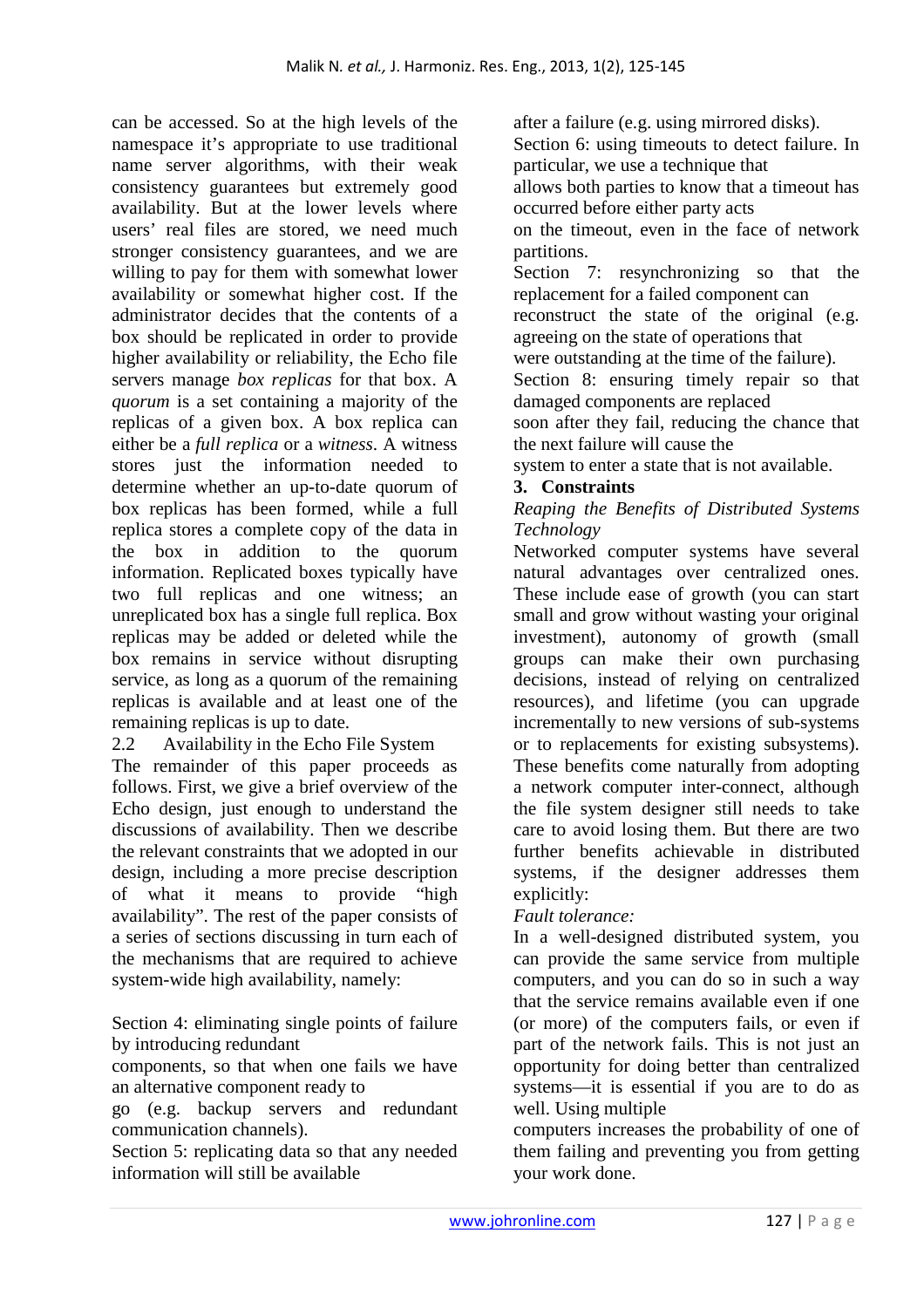can be accessed. So at the high levels of the namespace it's appropriate to use traditional name server algorithms, with their weak consistency guarantees but extremely good availability. But at the lower levels where users' real files are stored, we need much stronger consistency guarantees, and we are willing to pay for them with somewhat lower availability or somewhat higher cost. If the administrator decides that the contents of a box should be replicated in order to provide higher availability or reliability, the Echo file servers manage *box replicas* for that box. A *quorum* is a set containing a majority of the replicas of a given box. A box replica can either be a *full replica* or a *witness*. A witness stores just the information needed to determine whether an up-to-date quorum of box replicas has been formed, while a full replica stores a complete copy of the data in the box in addition to the quorum information. Replicated boxes typically have two full replicas and one witness; an unreplicated box has a single full replica. Box replicas may be added or deleted while the box remains in service without disrupting service, as long as a quorum of the remaining replicas is available and at least one of the remaining replicas is up to date.

2.2 Availability in the Echo File System

The remainder of this paper proceeds as follows. First, we give a brief overview of the Echo design, just enough to understand the discussions of availability. Then we describe the relevant constraints that we adopted in our design, including a more precise description of what it means to provide "high availability". The rest of the paper consists of a series of sections discussing in turn each of the mechanisms that are required to achieve system-wide high availability, namely:

Section 4: eliminating single points of failure by introducing redundant components, so that when one fails we have an alternative component ready to go (e.g. backup servers and redundant communication channels).

Section 5: replicating data so that any needed information will still be available after a failure (e.g. using mirrored disks).

Section 6: using timeouts to detect failure. In particular, we use a technique that allows both parties to know that a timeout has occurred before either party acts on the timeout, even in the face of network partitions.

Section 7: resynchronizing so that the replacement for a failed component can reconstruct the state of the original (e.g. agreeing on the state of operations that were outstanding at the time of the failure).

Section 8: ensuring timely repair so that damaged components are replaced soon after they fail, reducing the chance that the next failure will cause the system to enter a state that is not available.

## 3. Constraints

*Reaping the Benefits of Distributed Systems Technology*

Networked computer systems have several natural advantages over centralized ones. These include ease of growth (you can start small and grow without wasting your original investment), autonomy of growth (small groups can make their own purchasing decisions, instead of relying on centralized resources), and lifetime (you can upgrade incrementally to new versions of sub-systems or to replacements for existing subsystems). These benefits come naturally from adopting a network computer inter-connect, although the file system designer still needs to take care to avoid losing them. But there are two further benefits achievable in distributed systems, if the designer addresses them explicitly:

*Fault tolerance:*

In a well-designed distributed system, you can provide the same service from multiple computers, and you can do so in such a way that the service remains available even if one (or more) of the computers fails, or even if part of the network fails. This is not just an opportunity for doing better than centralized systems—it is essential if you are to do as well. Using multiple computers increases the probability of one of them failing and preventing you from getting your work done.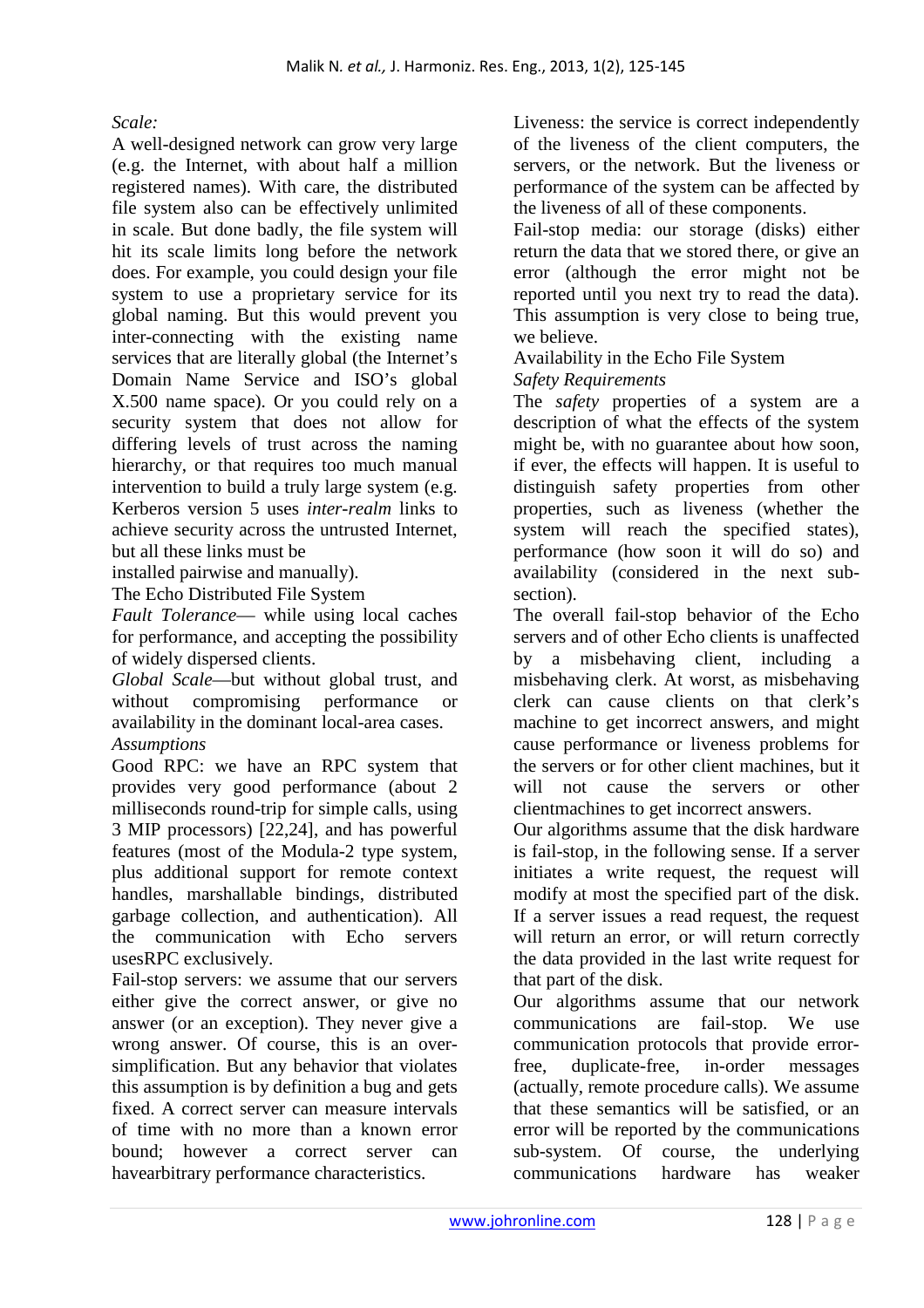*Scale:*

A well-designed network can grow very large (e.g. the Internet, with about half a million registered names). With care, the distributed file system also can be effectively unlimited in scale. But done badly, the file system will hit its scale limits long before the network does. For example, you could design your file system to use a proprietary service for its global naming. But this would prevent you inter-connecting with the existing name services that are literally global (the Internet's Domain Name Service and ISO's global X.500 name space). Or you could rely on a security system that does not allow for differing levels of trust across the naming hierarchy, or that requires too much manual intervention to build a truly large system (e.g. Kerberos version 5 uses *inter-realm* links to achieve security across the untrusted Internet, but all these links must be installed pairwise and manually).

The Echo Distributed File System

*Fault Tolerance*— while using local caches for performance, and accepting the possibility of widely dispersed clients.

*Global Scale*—but without global trust, and without compromising performance or availability in the dominant local-area cases.

*Assumptions*

Good RPC: we have an RPC system that provides very good performance (about 2 milliseconds round-trip for simple calls, using 3 MIP processors) [22,24], and has powerful features (most of the Modula-2 type system, plus additional support for remote context handles, marshallable bindings, distributed garbage collection, and authentication). All the communication with Echo servers usesRPC exclusively.

Fail-stop servers: we assume that our servers either give the correct answer, or give no answer (or an exception). They never give a wrong answer. Of course, this is an over-simplification. But any behavior that violates this assumption is by definition a bug and gets fixed. A correct server can measure intervals of time with no more than a known error bound; however a correct server can havearbitrary performance characteristics.

Liveness: the service is correct independently of the liveness of the client computers, the servers, or the network. But the liveness or performance of the system can be affected by the liveness of all of these components.

Fail-stop media: our storage (disks) either return the data that we stored there, or give an error (although the error might not be reported until you next try to read the data). This assumption is very close to being true, we believe.

Availability in the Echo File System

*Safety Requirements*

The *safety* properties of a system are a description of what the effects of the system might be, with no guarantee about how soon, if ever, the effects will happen. It is useful to distinguish safety properties from other properties, such as liveness (whether the system will reach the specified states), performance (how soon it will do so) and availability (considered in the next sub-section).

The overall fail-stop behavior of the Echo servers and of other Echo clients is unaffected by a misbehaving client, including a misbehaving clerk. At worst, as misbehaving clerk can cause clients on that clerk's machine to get incorrect answers, and might cause performance or liveness problems for the servers or for other client machines, but it will not cause the servers or other clientmachines to get incorrect answers.

Our algorithms assume that the disk hardware is fail-stop, in the following sense. If a server initiates a write request, the request will modify at most the specified part of the disk. If a server issues a read request, the request will return an error, or will return correctly the data provided in the last write request for that part of the disk.

Our algorithms assume that our network communications are fail-stop. We use communication protocols that provide error-free, duplicate-free, in-order messages (actually, remote procedure calls). We assume that these semantics will be satisfied, or an error will be reported by the communications sub-system. Of course, the underlying communications hardware has weaker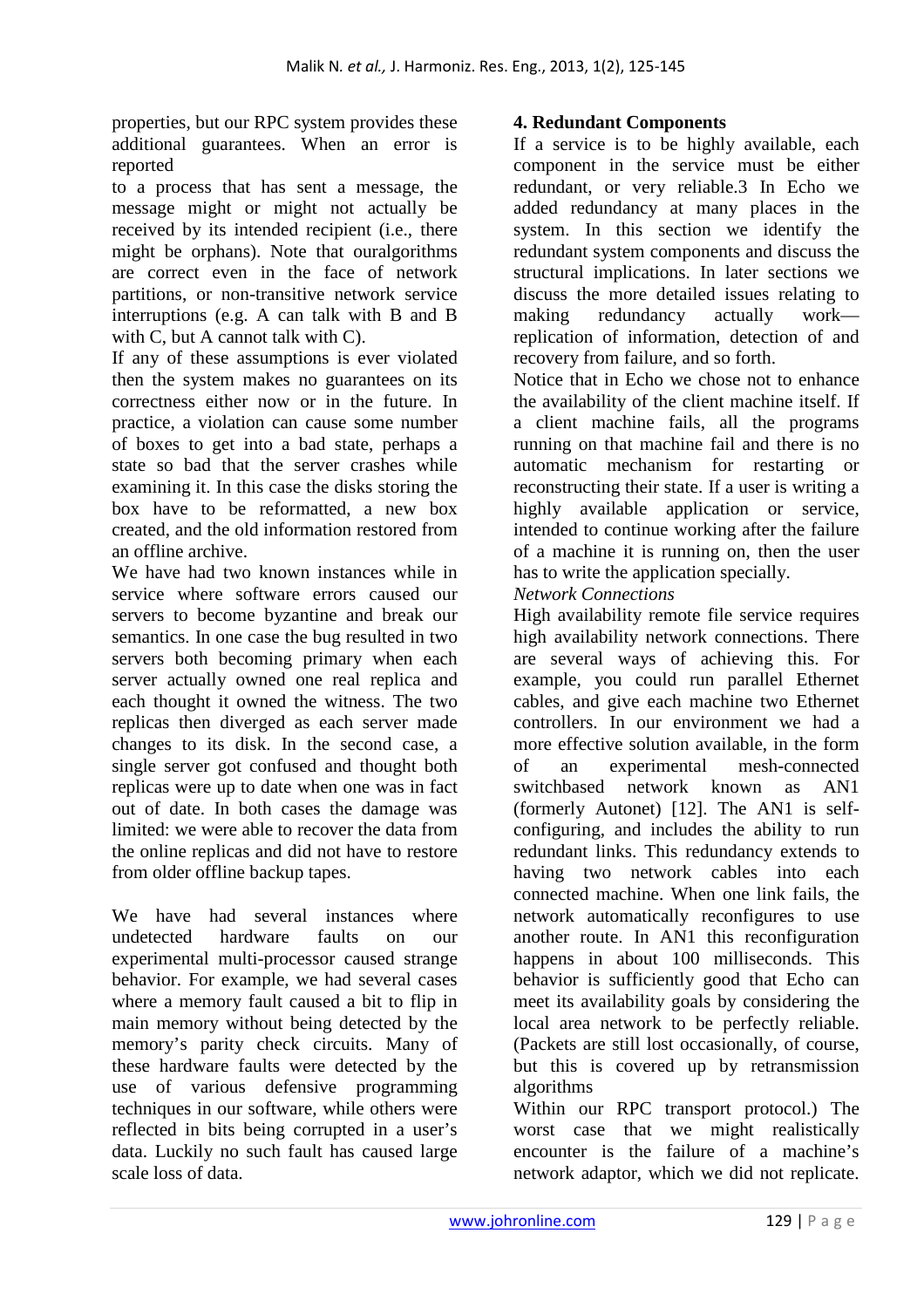properties, but our RPC system provides these additional guarantees. When an error is reported to a process that has sent a message, the message might or might not actually be received by its intended recipient (i.e., there might be orphans). Note that ouralgorithms are correct even in the face of network partitions, or non-transitive network service interruptions (e.g. A can talk with B and B with C, but A cannot talk with C).

If any of these assumptions is ever violated then the system makes no guarantees on its correctness either now or in the future. In practice, a violation can cause some number of boxes to get into a bad state, perhaps a state so bad that the server crashes while examining it. In this case the disks storing the box have to be reformatted, a new box created, and the old information restored from an offline archive.

We have had two known instances while in service where software errors caused our servers to become byzantine and break our semantics. In one case the bug resulted in two servers both becoming primary when each server actually owned one real replica and each thought it owned the witness. The two replicas then diverged as each server made changes to its disk. In the second case, a single server got confused and thought both replicas were up to date when one was in fact out of date. In both cases the damage was limited: we were able to recover the data from the online replicas and did not have to restore from older offline backup tapes.

We have had several instances where undetected hardware faults on our experimental multi-processor caused strange behavior. For example, we had several cases where a memory fault caused a bit to flip in main memory without being detected by the memory's parity check circuits. Many of these hardware faults were detected by the use of various defensive programming techniques in our software, while others were reflected in bits being corrupted in a user's data. Luckily no such fault has caused large scale loss of data.

## 4. Redundant Components

If a service is to be highly available, each component in the service must be either redundant, or very reliable.3 In Echo we added redundancy at many places in the system. In this section we identify the redundant system components and discuss the structural implications. In later sections we discuss the more detailed issues relating to making redundancy actually work—replication of information, detection of and recovery from failure, and so forth.

Notice that in Echo we chose not to enhance the availability of the client machine itself. If a client machine fails, all the programs running on that machine fail and there is no automatic mechanism for restarting or reconstructing their state. If a user is writing a highly available application or service, intended to continue working after the failure of a machine it is running on, then the user has to write the application specially.

*Network Connections*

High availability remote file service requires high availability network connections. There are several ways of achieving this. For example, you could run parallel Ethernet cables, and give each machine two Ethernet controllers. In our environment we had a more effective solution available, in the form of an experimental mesh-connected switchbased network known as AN1 (formerly Autonet) [12]. The AN1 is self-configuring, and includes the ability to run redundant links. This redundancy extends to having two network cables into each connected machine. When one link fails, the network automatically reconfigures to use another route. In AN1 this reconfiguration happens in about 100 milliseconds. This behavior is sufficiently good that Echo can meet its availability goals by considering the local area network to be perfectly reliable. (Packets are still lost occasionally, of course, but this is covered up by retransmission algorithms

Within our RPC transport protocol.) The worst case that we might realistically encounter is the failure of a machine's network adaptor, which we did not replicate.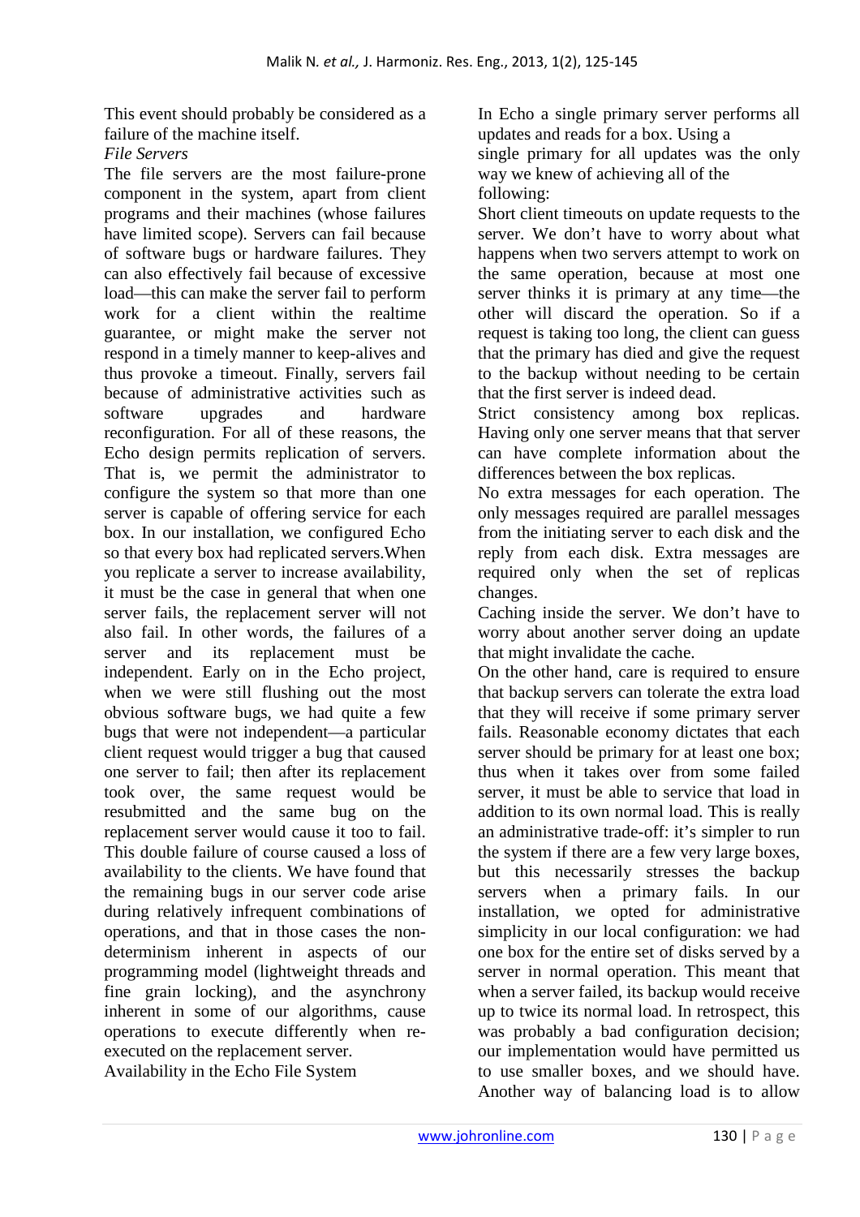This event should probably be considered as a failure of the machine itself.

*File Servers*

The file servers are the most failure-prone component in the system, apart from client programs and their machines (whose failures have limited scope). Servers can fail because of software bugs or hardware failures. They can also effectively fail because of excessive load—this can make the server fail to perform work for a client within the realtime guarantee, or might make the server not respond in a timely manner to keep-alives and thus provoke a timeout. Finally, servers fail because of administrative activities such as software upgrades and hardware reconfiguration. For all of these reasons, the Echo design permits replication of servers. That is, we permit the administrator to configure the system so that more than one server is capable of offering service for each box. In our installation, we configured Echo so that every box had replicated servers.When you replicate a server to increase availability, it must be the case in general that when one server fails, the replacement server will not also fail. In other words, the failures of a server and its replacement must be independent. Early on in the Echo project, when we were still flushing out the most obvious software bugs, we had quite a few bugs that were not independent—a particular client request would trigger a bug that caused one server to fail; then after its replacement took over, the same request would be resubmitted and the same bug on the replacement server would cause it too to fail. This double failure of course caused a loss of availability to the clients. We have found that the remaining bugs in our server code arise during relatively infrequent combinations of operations, and that in those cases the non-determinism inherent in aspects of our programming model (lightweight threads and fine grain locking), and the asynchrony inherent in some of our algorithms, cause operations to execute differently when re-executed on the replacement server.

Availability in the Echo File System

In Echo a single primary server performs all updates and reads for a box. Using a single primary for all updates was the only way we knew of achieving all of the following:

Short client timeouts on update requests to the server. We don't have to worry about what happens when two servers attempt to work on the same operation, because at most one server thinks it is primary at any time—the other will discard the operation. So if a request is taking too long, the client can guess that the primary has died and give the request to the backup without needing to be certain that the first server is indeed dead.

Strict consistency among box replicas. Having only one server means that that server can have complete information about the differences between the box replicas.

No extra messages for each operation. The only messages required are parallel messages from the initiating server to each disk and the reply from each disk. Extra messages are required only when the set of replicas changes.

Caching inside the server. We don't have to worry about another server doing an update that might invalidate the cache.

On the other hand, care is required to ensure that backup servers can tolerate the extra load that they will receive if some primary server fails. Reasonable economy dictates that each server should be primary for at least one box; thus when it takes over from some failed server, it must be able to service that load in addition to its own normal load. This is really an administrative trade-off: it's simpler to run the system if there are a few very large boxes, but this necessarily stresses the backup servers when a primary fails. In our installation, we opted for administrative simplicity in our local configuration: we had one box for the entire set of disks served by a server in normal operation. This meant that when a server failed, its backup would receive up to twice its normal load. In retrospect, this was probably a bad configuration decision; our implementation would have permitted us to use smaller boxes, and we should have. Another way of balancing load is to allow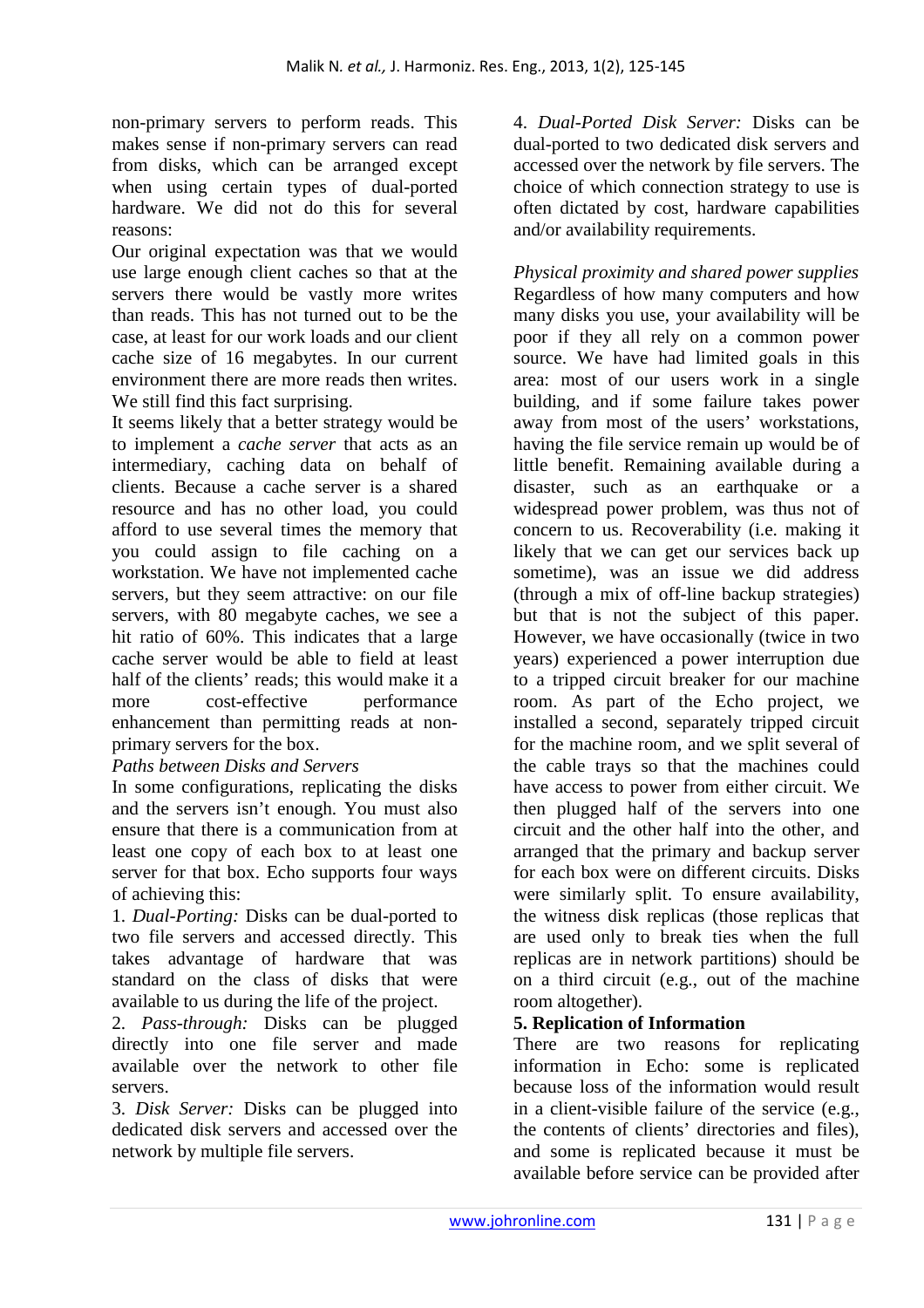non-primary servers to perform reads. This makes sense if non-primary servers can read from disks, which can be arranged except when using certain types of dual-ported hardware. We did not do this for several reasons:

Our original expectation was that we would use large enough client caches so that at the servers there would be vastly more writes than reads. This has not turned out to be the case, at least for our work loads and our client cache size of 16 megabytes. In our current environment there are more reads then writes. We still find this fact surprising.

It seems likely that a better strategy would be to implement a *cache server* that acts as an intermediary, caching data on behalf of clients. Because a cache server is a shared resource and has no other load, you could afford to use several times the memory that you could assign to file caching on a workstation. We have not implemented cache servers, but they seem attractive: on our file servers, with 80 megabyte caches, we see a hit ratio of 60%. This indicates that a large cache server would be able to field at least half of the clients' reads; this would make it a more cost-effective performance enhancement than permitting reads at non-primary servers for the box.

*Paths between Disks and Servers*

In some configurations, replicating the disks and the servers isn't enough. You must also ensure that there is a communication from at least one copy of each box to at least one server for that box. Echo supports four ways of achieving this:

1. *Dual-Porting:* Disks can be dual-ported to two file servers and accessed directly. This takes advantage of hardware that was standard on the class of disks that were available to us during the life of the project.
2. *Pass-through:* Disks can be plugged directly into one file server and made available over the network to other file servers.
3. *Disk Server:* Disks can be plugged into dedicated disk servers and accessed over the network by multiple file servers.
4. *Dual-Ported Disk Server:* Disks can be dual-ported to two dedicated disk servers and accessed over the network by file servers. The choice of which connection strategy to use is often dictated by cost, hardware capabilities and/or availability requirements.

*Physical proximity and shared power supplies*

Regardless of how many computers and how many disks you use, your availability will be poor if they all rely on a common power source. We have had limited goals in this area: most of our users work in a single building, and if some failure takes power away from most of the users' workstations, having the file service remain up would be of little benefit. Remaining available during a disaster, such as an earthquake or a widespread power problem, was thus not of concern to us. Recoverability (i.e. making it likely that we can get our services back up sometime), was an issue we did address (through a mix of off-line backup strategies) but that is not the subject of this paper. However, we have occasionally (twice in two years) experienced a power interruption due to a tripped circuit breaker for our machine room. As part of the Echo project, we installed a second, separately tripped circuit for the machine room, and we split several of the cable trays so that the machines could have access to power from either circuit. We then plugged half of the servers into one circuit and the other half into the other, and arranged that the primary and backup server for each box were on different circuits. Disks were similarly split. To ensure availability, the witness disk replicas (those replicas that are used only to break ties when the full replicas are in network partitions) should be on a third circuit (e.g., out of the machine room altogether).

## 5. Replication of Information

There are two reasons for replicating information in Echo: some is replicated because loss of the information would result in a client-visible failure of the service (e.g., the contents of clients' directories and files), and some is replicated because it must be available before service can be provided after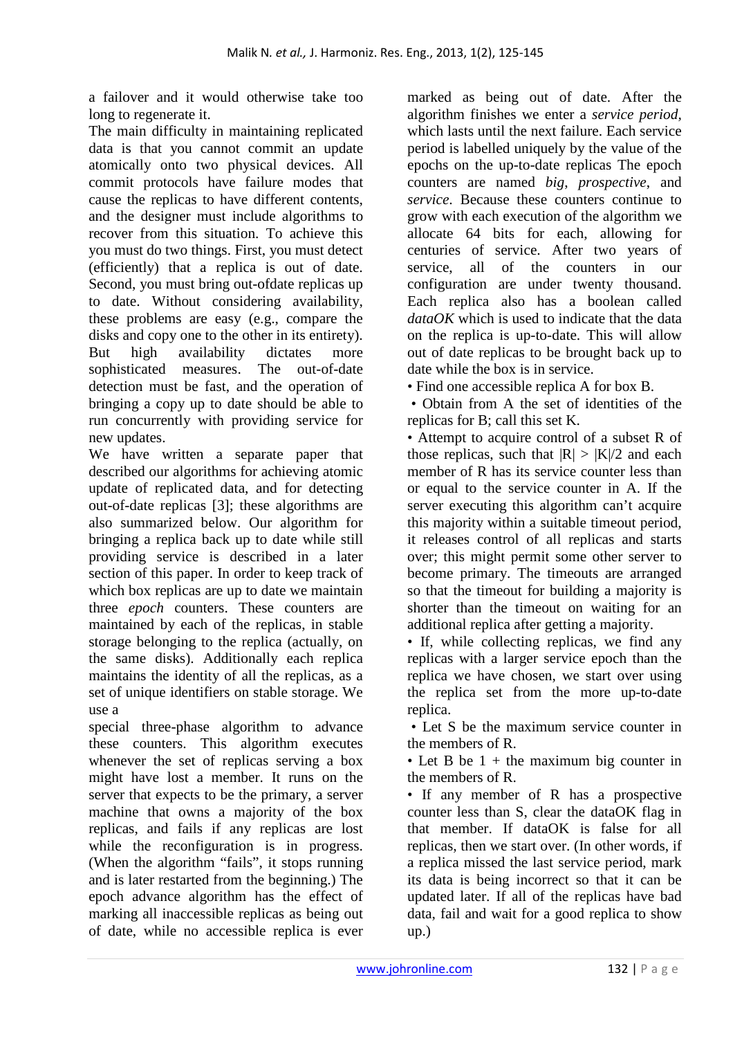a failover and it would otherwise take too long to regenerate it.

The main difficulty in maintaining replicated data is that you cannot commit an update atomically onto two physical devices. All commit protocols have failure modes that cause the replicas to have different contents, and the designer must include algorithms to recover from this situation. To achieve this you must do two things. First, you must detect (efficiently) that a replica is out of date. Second, you must bring out-ofdate replicas up to date. Without considering availability, these problems are easy (e.g., compare the disks and copy one to the other in its entirety). But high availability dictates more sophisticated measures. The out-of-date detection must be fast, and the operation of bringing a copy up to date should be able to run concurrently with providing service for new updates.

We have written a separate paper that described our algorithms for achieving atomic update of replicated data, and for detecting out-of-date replicas [3]; these algorithms are also summarized below. Our algorithm for bringing a replica back up to date while still providing service is described in a later section of this paper. In order to keep track of which box replicas are up to date we maintain three *epoch* counters. These counters are maintained by each of the replicas, in stable storage belonging to the replica (actually, on the same disks). Additionally each replica maintains the identity of all the replicas, as a set of unique identifiers on stable storage. We use a

special three-phase algorithm to advance these counters. This algorithm executes whenever the set of replicas serving a box might have lost a member. It runs on the server that expects to be the primary, a server machine that owns a majority of the box replicas, and fails if any replicas are lost while the reconfiguration is in progress. (When the algorithm "fails", it stops running and is later restarted from the beginning.) The epoch advance algorithm has the effect of marking all inaccessible replicas as being out of date, while no accessible replica is ever marked as being out of date. After the algorithm finishes we enter a *service period*, which lasts until the next failure. Each service period is labelled uniquely by the value of the epochs on the up-to-date replicas The epoch counters are named *big*, *prospective*, and *service*. Because these counters continue to grow with each execution of the algorithm we allocate 64 bits for each, allowing for centuries of service. After two years of service, all of the counters in our configuration are under twenty thousand. Each replica also has a boolean called *dataOK* which is used to indicate that the data on the replica is up-to-date. This will allow out of date replicas to be brought back up to date while the box is in service.

- Find one accessible replica A for box B.
- Obtain from A the set of identities of the replicas for B; call this set K.
- Attempt to acquire control of a subset R of those replicas, such that $|R| > |K|/2$ and each member of R has its service counter less than or equal to the service counter in A. If the server executing this algorithm can't acquire this majority within a suitable timeout period, it releases control of all replicas and starts over; this might permit some other server to become primary. The timeouts are arranged so that the timeout for building a majority is shorter than the timeout on waiting for an additional replica after getting a majority.
- If, while collecting replicas, we find any replicas with a larger service epoch than the replica we have chosen, we start over using the replica set from the more up-to-date replica.
- Let S be the maximum service counter in the members of R.
- Let B be 1 + the maximum big counter in the members of R.
- If any member of R has a prospective counter less than S, clear the dataOK flag in that member. If dataOK is false for all replicas, then we start over. (In other words, if a replica missed the last service period, mark its data is being incorrect so that it can be updated later. If all of the replicas have bad data, fail and wait for a good replica to show up.)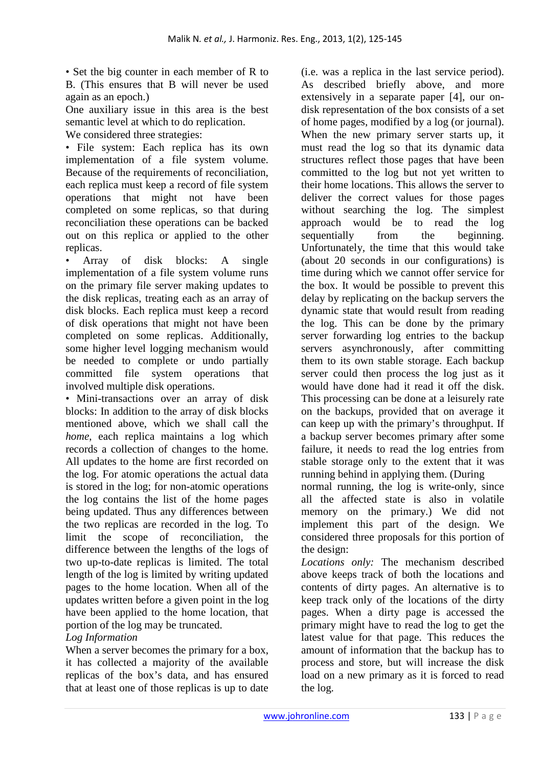• Set the big counter in each member of R to B. (This ensures that B will never be used again as an epoch.)

One auxiliary issue in this area is the best semantic level at which to do replication.

We considered three strategies:

• File system: Each replica has its own implementation of a file system volume. Because of the requirements of reconciliation, each replica must keep a record of file system operations that might not have been completed on some replicas, so that during reconciliation these operations can be backed out on this replica or applied to the other replicas.

• Array of disk blocks: A single implementation of a file system volume runs on the primary file server making updates to the disk replicas, treating each as an array of disk blocks. Each replica must keep a record of disk operations that might not have been completed on some replicas. Additionally, some higher level logging mechanism would be needed to complete or undo partially committed file system operations that involved multiple disk operations.

• Mini-transactions over an array of disk blocks: In addition to the array of disk blocks mentioned above, which we shall call the *home*, each replica maintains a log which records a collection of changes to the home. All updates to the home are first recorded on the log. For atomic operations the actual data is stored in the log; for non-atomic operations the log contains the list of the home pages being updated. Thus any differences between the two replicas are recorded in the log. To limit the scope of reconciliation, the difference between the lengths of the logs of two up-to-date replicas is limited. The total length of the log is limited by writing updated pages to the home location. When all of the updates written before a given point in the log have been applied to the home location, that portion of the log may be truncated.

*Log Information*

When a server becomes the primary for a box, it has collected a majority of the available replicas of the box's data, and has ensured that at least one of those replicas is up to date (i.e. was a replica in the last service period). As described briefly above, and more extensively in a separate paper [4], our on-disk representation of the box consists of a set of home pages, modified by a log (or journal). When the new primary server starts up, it must read the log so that its dynamic data structures reflect those pages that have been committed to the log but not yet written to their home locations. This allows the server to deliver the correct values for those pages without searching the log. The simplest approach would be to read the log sequentially from the beginning. Unfortunately, the time that this would take (about 20 seconds in our configurations) is time during which we cannot offer service for the box. It would be possible to prevent this delay by replicating on the backup servers the dynamic state that would result from reading the log. This can be done by the primary server forwarding log entries to the backup servers asynchronously, after committing them to its own stable storage. Each backup server could then process the log just as it would have done had it read it off the disk. This processing can be done at a leisurely rate on the backups, provided that on average it can keep up with the primary's throughput. If a backup server becomes primary after some failure, it needs to read the log entries from stable storage only to the extent that it was running behind in applying them. (During normal running, the log is write-only, since all the affected state is also in volatile memory on the primary.) We did not implement this part of the design. We considered three proposals for this portion of the design:

*Locations only:* The mechanism described above keeps track of both the locations and contents of dirty pages. An alternative is to keep track only of the locations of the dirty pages. When a dirty page is accessed the primary might have to read the log to get the latest value for that page. This reduces the amount of information that the backup has to process and store, but will increase the disk load on a new primary as it is forced to read the log.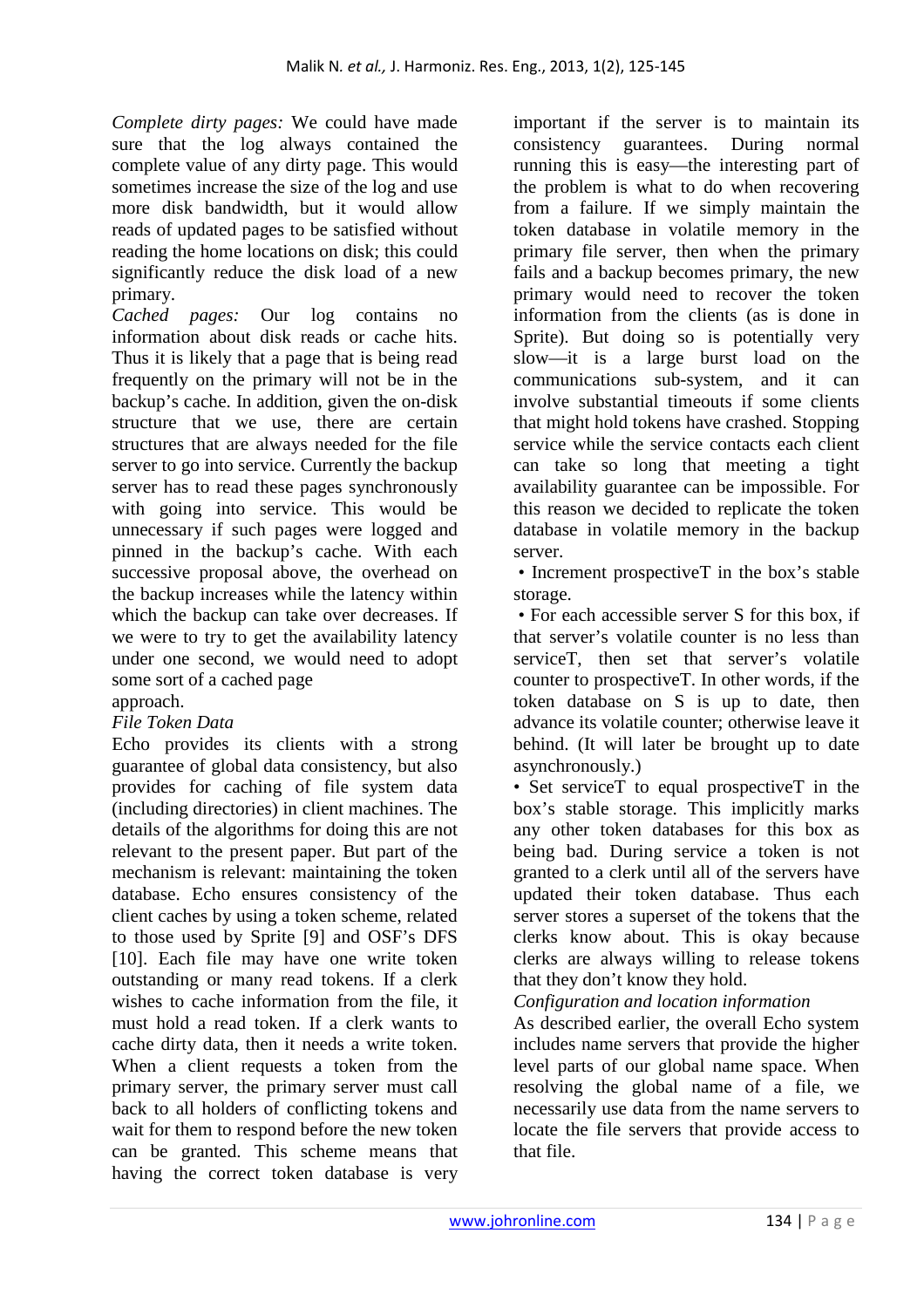*Complete dirty pages:* We could have made sure that the log always contained the complete value of any dirty page. This would sometimes increase the size of the log and use more disk bandwidth, but it would allow reads of updated pages to be satisfied without reading the home locations on disk; this could significantly reduce the disk load of a new primary.

*Cached pages:* Our log contains no information about disk reads or cache hits. Thus it is likely that a page that is being read frequently on the primary will not be in the backup's cache. In addition, given the on-disk structure that we use, there are certain structures that are always needed for the file server to go into service. Currently the backup server has to read these pages synchronously with going into service. This would be unnecessary if such pages were logged and pinned in the backup's cache. With each successive proposal above, the overhead on the backup increases while the latency within which the backup can take over decreases. If we were to try to get the availability latency under one second, we would need to adopt some sort of a cached page approach.

*File Token Data*

Echo provides its clients with a strong guarantee of global data consistency, but also provides for caching of file system data (including directories) in client machines. The details of the algorithms for doing this are not relevant to the present paper. But part of the mechanism is relevant: maintaining the token database. Echo ensures consistency of the client caches by using a token scheme, related to those used by Sprite [9] and OSF's DFS [10]. Each file may have one write token outstanding or many read tokens. If a clerk wishes to cache information from the file, it must hold a read token. If a clerk wants to cache dirty data, then it needs a write token. When a client requests a token from the primary server, the primary server must call back to all holders of conflicting tokens and wait for them to respond before the new token can be granted. This scheme means that having the correct token database is very important if the server is to maintain its consistency guarantees. During normal running this is easy—the interesting part of the problem is what to do when recovering from a failure. If we simply maintain the token database in volatile memory in the primary file server, then when the primary fails and a backup becomes primary, the new primary would need to recover the token information from the clients (as is done in Sprite). But doing so is potentially very slow—it is a large burst load on the communications sub-system, and it can involve substantial timeouts if some clients that might hold tokens have crashed. Stopping service while the service contacts each client can take so long that meeting a tight availability guarantee can be impossible. For this reason we decided to replicate the token database in volatile memory in the backup server.

- Increment prospectiveT in the box's stable storage.
- For each accessible server S for this box, if that server's volatile counter is no less than serviceT, then set that server's volatile counter to prospectiveT. In other words, if the token database on S is up to date, then advance its volatile counter; otherwise leave it behind. (It will later be brought up to date asynchronously.)
- Set serviceT to equal prospectiveT in the box's stable storage. This implicitly marks any other token databases for this box as being bad. During service a token is not granted to a clerk until all of the servers have updated their token database. Thus each server stores a superset of the tokens that the clerks know about. This is okay because clerks are always willing to release tokens that they don't know they hold.

*Configuration and location information*

As described earlier, the overall Echo system includes name servers that provide the higher level parts of our global name space. When resolving the global name of a file, we necessarily use data from the name servers to locate the file servers that provide access to that file.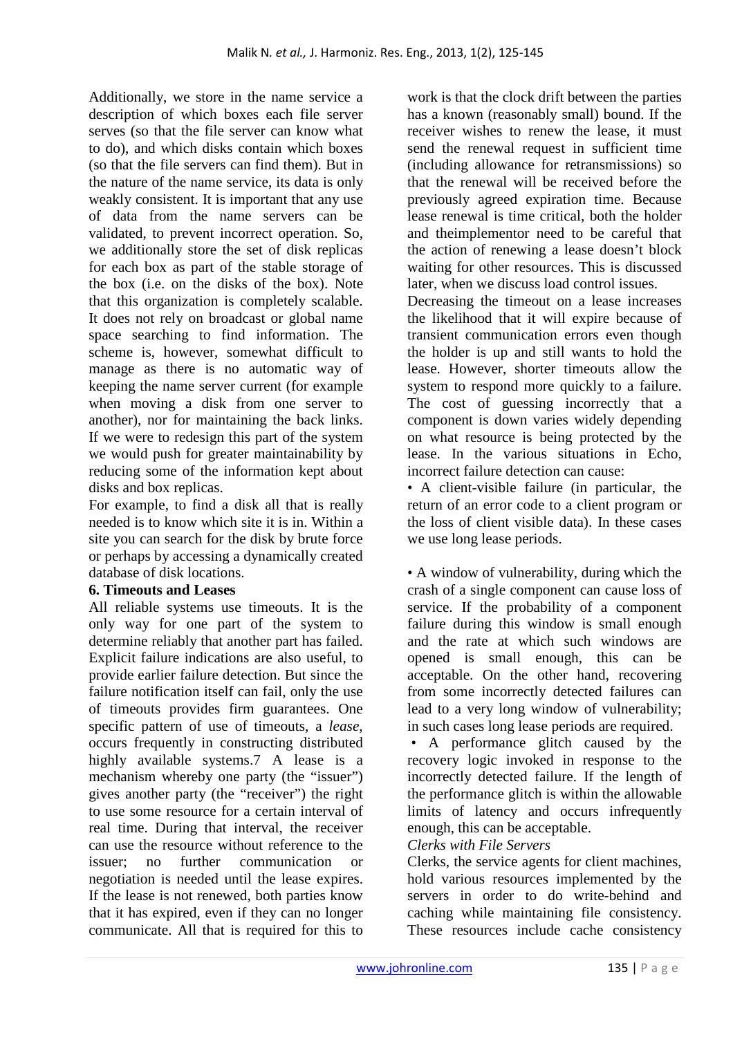Additionally, we store in the name service a description of which boxes each file server serves (so that the file server can know what to do), and which disks contain which boxes (so that the file servers can find them). But in the nature of the name service, its data is only weakly consistent. It is important that any use of data from the name servers can be validated, to prevent incorrect operation. So, we additionally store the set of disk replicas for each box as part of the stable storage of the box (i.e. on the disks of the box). Note that this organization is completely scalable. It does not rely on broadcast or global name space searching to find information. The scheme is, however, somewhat difficult to manage as there is no automatic way of keeping the name server current (for example when moving a disk from one server to another), nor for maintaining the back links. If we were to redesign this part of the system we would push for greater maintainability by reducing some of the information kept about disks and box replicas.

For example, to find a disk all that is really needed is to know which site it is in. Within a site you can search for the disk by brute force or perhaps by accessing a dynamically created database of disk locations.

**6. Timeouts and Leases**

All reliable systems use timeouts. It is the only way for one part of the system to determine reliably that another part has failed. Explicit failure indications are also useful, to provide earlier failure detection. But since the failure notification itself can fail, only the use of timeouts provides firm guarantees. One specific pattern of use of timeouts, a *lease*, occurs frequently in constructing distributed highly available systems.7 A lease is a mechanism whereby one party (the "issuer") gives another party (the "receiver") the right to use some resource for a certain interval of real time. During that interval, the receiver can use the resource without reference to the issuer; no further communication or negotiation is needed until the lease expires. If the lease is not renewed, both parties know that it has expired, even if they can no longer communicate. All that is required for this to work is that the clock drift between the parties has a known (reasonably small) bound. If the receiver wishes to renew the lease, it must send the renewal request in sufficient time (including allowance for retransmissions) so that the renewal will be received before the previously agreed expiration time. Because lease renewal is time critical, both the holder and theimplementor need to be careful that the action of renewing a lease doesn't block waiting for other resources. This is discussed later, when we discuss load control issues.

Decreasing the timeout on a lease increases the likelihood that it will expire because of transient communication errors even though the holder is up and still wants to hold the lease. However, shorter timeouts allow the system to respond more quickly to a failure. The cost of guessing incorrectly that a component is down varies widely depending on what resource is being protected by the lease. In the various situations in Echo, incorrect failure detection can cause:

- A client-visible failure (in particular, the return of an error code to a client program or the loss of client visible data). In these cases we use long lease periods.

- A window of vulnerability, during which the crash of a single component can cause loss of service. If the probability of a component failure during this window is small enough and the rate at which such windows are opened is small enough, this can be acceptable. On the other hand, recovering from some incorrectly detected failures can lead to a very long window of vulnerability; in such cases long lease periods are required.
- A performance glitch caused by the recovery logic invoked in response to the incorrectly detected failure. If the length of the performance glitch is within the allowable limits of latency and occurs infrequently enough, this can be acceptable.

*Clerks with File Servers*

Clerks, the service agents for client machines, hold various resources implemented by the servers in order to do write-behind and caching while maintaining file consistency. These resources include cache consistency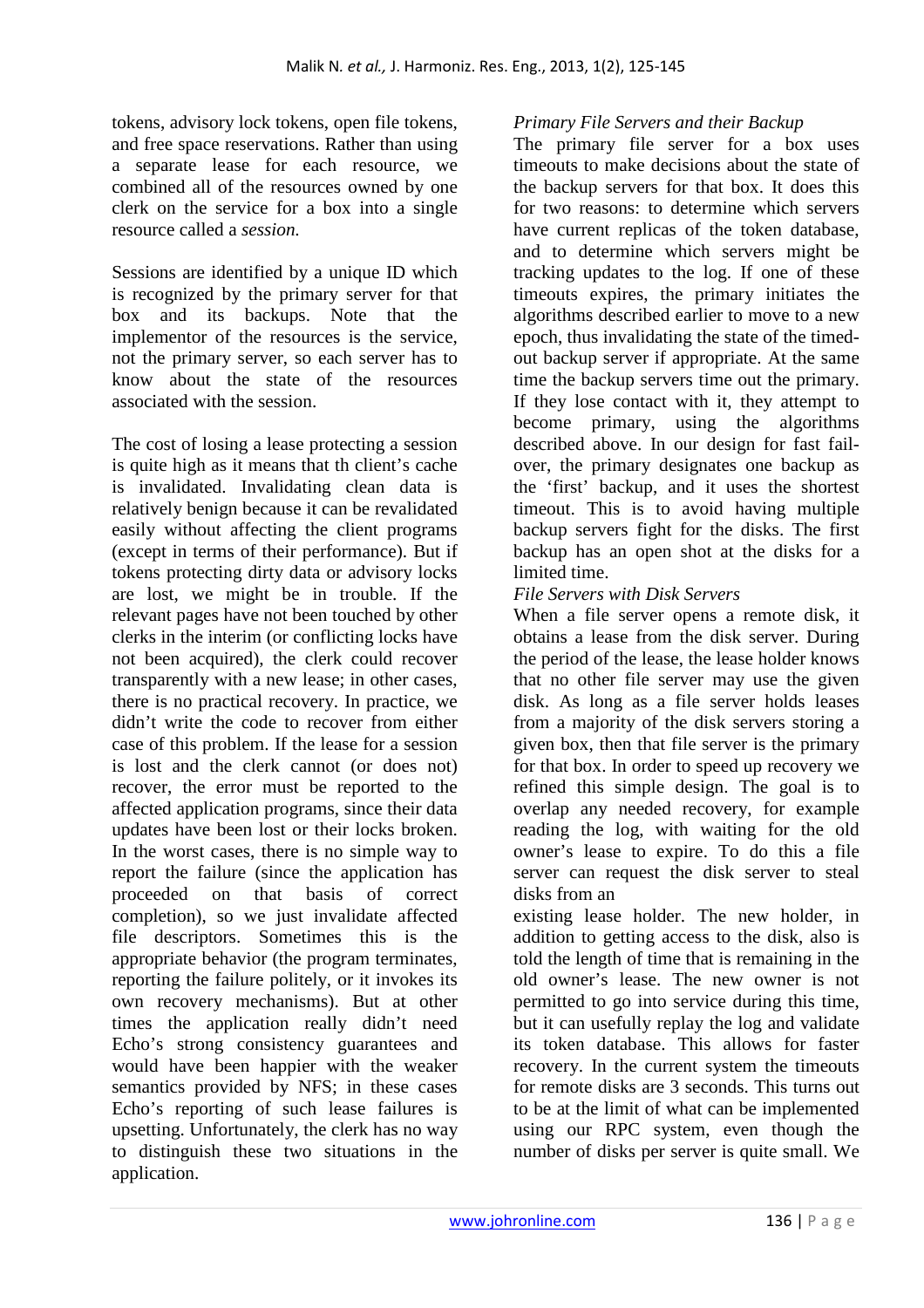tokens, advisory lock tokens, open file tokens, and free space reservations. Rather than using a separate lease for each resource, we combined all of the resources owned by one clerk on the service for a box into a single resource called a *session.*

Sessions are identified by a unique ID which is recognized by the primary server for that box and its backups. Note that the implementor of the resources is the service, not the primary server, so each server has to know about the state of the resources associated with the session.

The cost of losing a lease protecting a session is quite high as it means that th client's cache is invalidated. Invalidating clean data is relatively benign because it can be revalidated easily without affecting the client programs (except in terms of their performance). But if tokens protecting dirty data or advisory locks are lost, we might be in trouble. If the relevant pages have not been touched by other clerks in the interim (or conflicting locks have not been acquired), the clerk could recover transparently with a new lease; in other cases, there is no practical recovery. In practice, we didn't write the code to recover from either case of this problem. If the lease for a session is lost and the clerk cannot (or does not) recover, the error must be reported to the affected application programs, since their data updates have been lost or their locks broken. In the worst cases, there is no simple way to report the failure (since the application has proceeded on that basis of correct completion), so we just invalidate affected file descriptors. Sometimes this is the appropriate behavior (the program terminates, reporting the failure politely, or it invokes its own recovery mechanisms). But at other times the application really didn't need Echo's strong consistency guarantees and would have been happier with the weaker semantics provided by NFS; in these cases Echo's reporting of such lease failures is upsetting. Unfortunately, the clerk has no way to distinguish these two situations in the application.

*Primary File Servers and their Backup*

The primary file server for a box uses timeouts to make decisions about the state of the backup servers for that box. It does this for two reasons: to determine which servers have current replicas of the token database, and to determine which servers might be tracking updates to the log. If one of these timeouts expires, the primary initiates the algorithms described earlier to move to a new epoch, thus invalidating the state of the timed-out backup server if appropriate. At the same time the backup servers time out the primary. If they lose contact with it, they attempt to become primary, using the algorithms described above. In our design for fast fail-over, the primary designates one backup as the 'first' backup, and it uses the shortest timeout. This is to avoid having multiple backup servers fight for the disks. The first backup has an open shot at the disks for a limited time.

*File Servers with Disk Servers*

When a file server opens a remote disk, it obtains a lease from the disk server. During the period of the lease, the lease holder knows that no other file server may use the given disk. As long as a file server holds leases from a majority of the disk servers storing a given box, then that file server is the primary for that box. In order to speed up recovery we refined this simple design. The goal is to overlap any needed recovery, for example reading the log, with waiting for the old owner's lease to expire. To do this a file server can request the disk server to steal disks from an existing lease holder. The new holder, in addition to getting access to the disk, also is told the length of time that is remaining in the old owner's lease. The new owner is not permitted to go into service during this time, but it can usefully replay the log and validate its token database. This allows for faster recovery. In the current system the timeouts for remote disks are 3 seconds. This turns out to be at the limit of what can be implemented using our RPC system, even though the number of disks per server is quite small. We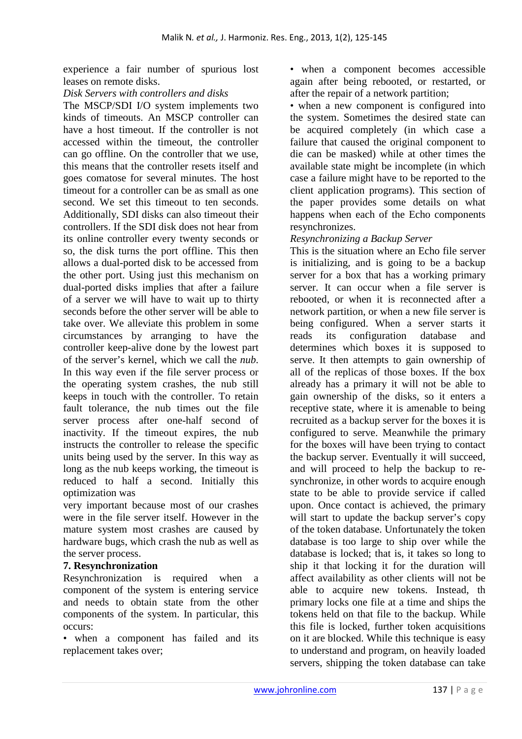experience a fair number of spurious lost leases on remote disks.

*Disk Servers with controllers and disks*

The MSCP/SDI I/O system implements two kinds of timeouts. An MSCP controller can have a host timeout. If the controller is not accessed within the timeout, the controller can go offline. On the controller that we use, this means that the controller resets itself and goes comatose for several minutes. The host timeout for a controller can be as small as one second. We set this timeout to ten seconds. Additionally, SDI disks can also timeout their controllers. If the SDI disk does not hear from its online controller every twenty seconds or so, the disk turns the port offline. This then allows a dual-ported disk to be accessed from the other port. Using just this mechanism on dual-ported disks implies that after a failure of a server we will have to wait up to thirty seconds before the other server will be able to take over. We alleviate this problem in some circumstances by arranging to have the controller keep-alive done by the lowest part of the server's kernel, which we call the *nub*. In this way even if the file server process or the operating system crashes, the nub still keeps in touch with the controller. To retain fault tolerance, the nub times out the file server process after one-half second of inactivity. If the timeout expires, the nub instructs the controller to release the specific units being used by the server. In this way as long as the nub keeps working, the timeout is reduced to half a second. Initially this optimization was very important because most of our crashes were in the file server itself. However in the mature system most crashes are caused by hardware bugs, which crash the nub as well as the server process.

**7. Resynchronization**

Resynchronization is required when a component of the system is entering service and needs to obtain state from the other components of the system. In particular, this occurs:

- when a component has failed and its replacement takes over;
- when a component becomes accessible again after being rebooted, or restarted, or after the repair of a network partition;
- when a new component is configured into the system. Sometimes the desired state can be acquired completely (in which case a failure that caused the original component to die can be masked) while at other times the available state might be incomplete (in which case a failure might have to be reported to the client application programs). This section of the paper provides some details on what happens when each of the Echo components resynchronizes.

*Resynchronizing a Backup Server*

This is the situation where an Echo file server is initializing, and is going to be a backup server for a box that has a working primary server. It can occur when a file server is rebooted, or when it is reconnected after a network partition, or when a new file server is being configured. When a server starts it reads its configuration database and determines which boxes it is supposed to serve. It then attempts to gain ownership of all of the replicas of those boxes. If the box already has a primary it will not be able to gain ownership of the disks, so it enters a receptive state, where it is amenable to being recruited as a backup server for the boxes it is configured to serve. Meanwhile the primary for the boxes will have been trying to contact the backup server. Eventually it will succeed, and will proceed to help the backup to re-synchronize, in other words to acquire enough state to be able to provide service if called upon. Once contact is achieved, the primary will start to update the backup server's copy of the token database. Unfortunately the token database is too large to ship over while the database is locked; that is, it takes so long to ship it that locking it for the duration will affect availability as other clients will not be able to acquire new tokens. Instead, th primary locks one file at a time and ships the tokens held on that file to the backup. While this file is locked, further token acquisitions on it are blocked. While this technique is easy to understand and program, on heavily loaded servers, shipping the token database can take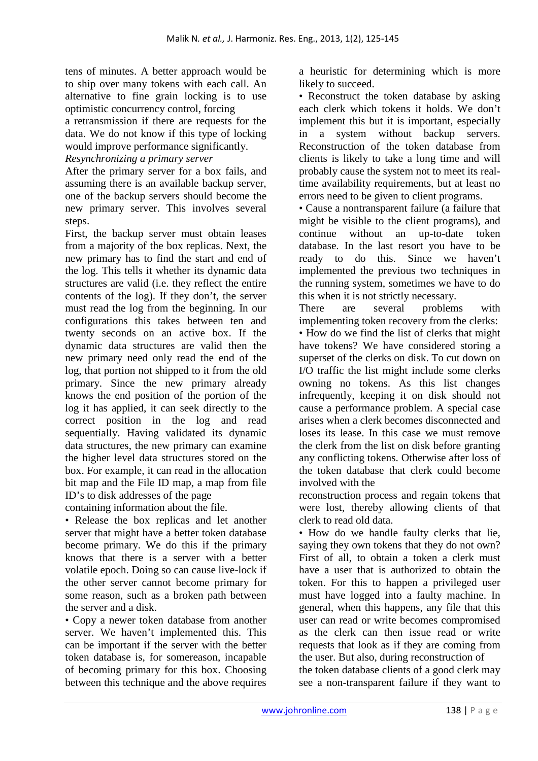tens of minutes. A better approach would be to ship over many tokens with each call. An alternative to fine grain locking is to use optimistic concurrency control, forcing a retransmission if there are requests for the data. We do not know if this type of locking would improve performance significantly.

*Resynchronizing a primary server*

After the primary server for a box fails, and assuming there is an available backup server, one of the backup servers should become the new primary server. This involves several steps.

First, the backup server must obtain leases from a majority of the box replicas. Next, the new primary has to find the start and end of the log. This tells it whether its dynamic data structures are valid (i.e. they reflect the entire contents of the log). If they don't, the server must read the log from the beginning. In our configurations this takes between ten and twenty seconds on an active box. If the dynamic data structures are valid then the new primary need only read the end of the log, that portion not shipped to it from the old primary. Since the new primary already knows the end position of the portion of the log it has applied, it can seek directly to the correct position in the log and read sequentially. Having validated its dynamic data structures, the new primary can examine the higher level data structures stored on the box. For example, it can read in the allocation bit map and the File ID map, a map from file ID's to disk addresses of the page containing information about the file.

- Release the box replicas and let another server that might have a better token database become primary. We do this if the primary knows that there is a server with a better volatile epoch. Doing so can cause live-lock if the other server cannot become primary for some reason, such as a broken path between the server and a disk.
- Copy a newer token database from another server. We haven't implemented this. This can be important if the server with the better token database is, for somereason, incapable of becoming primary for this box. Choosing between this technique and the above requires a heuristic for determining which is more likely to succeed.
- Reconstruct the token database by asking each clerk which tokens it holds. We don't implement this but it is important, especially in a system without backup servers. Reconstruction of the token database from clients is likely to take a long time and will probably cause the system not to meet its real-time availability requirements, but at least no errors need to be given to client programs.
- Cause a nontransparent failure (a failure that might be visible to the client programs), and continue without an up-to-date token database. In the last resort you have to be ready to do this. Since we haven't implemented the previous two techniques in the running system, sometimes we have to do this when it is not strictly necessary.

There are several problems with implementing token recovery from the clerks:

- How do we find the list of clerks that might have tokens? We have considered storing a superset of the clerks on disk. To cut down on I/O traffic the list might include some clerks owning no tokens. As this list changes infrequently, keeping it on disk should not cause a performance problem. A special case arises when a clerk becomes disconnected and loses its lease. In this case we must remove the clerk from the list on disk before granting any conflicting tokens. Otherwise after loss of the token database that clerk could become involved with the reconstruction process and regain tokens that were lost, thereby allowing clients of that clerk to read old data.
- How do we handle faulty clerks that lie, saying they own tokens that they do not own? First of all, to obtain a token a clerk must have a user that is authorized to obtain the token. For this to happen a privileged user must have logged into a faulty machine. In general, when this happens, any file that this user can read or write becomes compromised as the clerk can then issue read or write requests that look as if they are coming from the user. But also, during reconstruction of the token database clients of a good clerk may see a non-transparent failure if they want to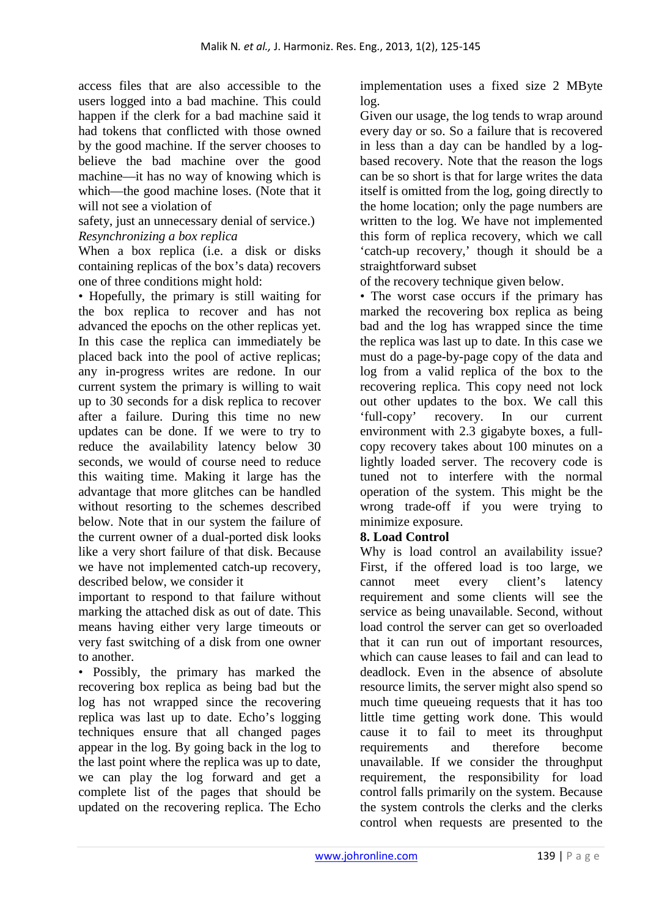access files that are also accessible to the users logged into a bad machine. This could happen if the clerk for a bad machine said it had tokens that conflicted with those owned by the good machine. If the server chooses to believe the bad machine over the good machine—it has no way of knowing which is which—the good machine loses. (Note that it will not see a violation of safety, just an unnecessary denial of service.)

*Resynchronizing a box replica*

When a box replica (i.e. a disk or disks containing replicas of the box's data) recovers one of three conditions might hold:

• Hopefully, the primary is still waiting for the box replica to recover and has not advanced the epochs on the other replicas yet. In this case the replica can immediately be placed back into the pool of active replicas; any in-progress writes are redone. In our current system the primary is willing to wait up to 30 seconds for a disk replica to recover after a failure. During this time no new updates can be done. If we were to try to reduce the availability latency below 30 seconds, we would of course need to reduce this waiting time. Making it large has the advantage that more glitches can be handled without resorting to the schemes described below. Note that in our system the failure of the current owner of a dual-ported disk looks like a very short failure of that disk. Because we have not implemented catch-up recovery, described below, we consider it important to respond to that failure without marking the attached disk as out of date. This means having either very large timeouts or very fast switching of a disk from one owner to another.

• Possibly, the primary has marked the recovering box replica as being bad but the log has not wrapped since the recovering replica was last up to date. Echo's logging techniques ensure that all changed pages appear in the log. By going back in the log to the last point where the replica was up to date, we can play the log forward and get a complete list of the pages that should be updated on the recovering replica. The Echo implementation uses a fixed size 2 MByte log.

Given our usage, the log tends to wrap around every day or so. So a failure that is recovered in less than a day can be handled by a log-based recovery. Note that the reason the logs can be so short is that for large writes the data itself is omitted from the log, going directly to the home location; only the page numbers are written to the log. We have not implemented this form of replica recovery, which we call 'catch-up recovery,' though it should be a straightforward subset of the recovery technique given below.

• The worst case occurs if the primary has marked the recovering box replica as being bad and the log has wrapped since the time the replica was last up to date. In this case we must do a page-by-page copy of the data and log from a valid replica of the box to the recovering replica. This copy need not lock out other updates to the box. We call this 'full-copy' recovery. In our current environment with 2.3 gigabyte boxes, a full-copy recovery takes about 100 minutes on a lightly loaded server. The recovery code is tuned not to interfere with the normal operation of the system. This might be the wrong trade-off if you were trying to minimize exposure.

## 8. Load Control

Why is load control an availability issue? First, if the offered load is too large, we cannot meet every client's latency requirement and some clients will see the service as being unavailable. Second, without load control the server can get so overloaded that it can run out of important resources, which can cause leases to fail and can lead to deadlock. Even in the absence of absolute resource limits, the server might also spend so much time queueing requests that it has too little time getting work done. This would cause it to fail to meet its throughput requirements and therefore become unavailable. If we consider the throughput requirement, the responsibility for load control falls primarily on the system. Because the system controls the clerks and the clerks control when requests are presented to the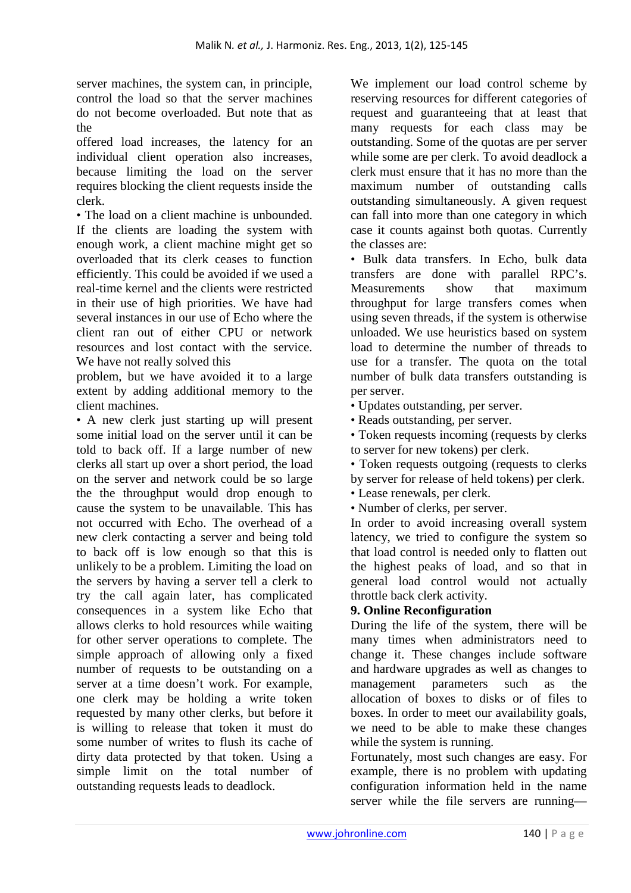server machines, the system can, in principle, control the load so that the server machines do not become overloaded. But note that as the offered load increases, the latency for an individual client operation also increases, because limiting the load on the server requires blocking the client requests inside the clerk.

- The load on a client machine is unbounded. If the clients are loading the system with enough work, a client machine might get so overloaded that its clerk ceases to function efficiently. This could be avoided if we used a real-time kernel and the clients were restricted in their use of high priorities. We have had several instances in our use of Echo where the client ran out of either CPU or network resources and lost contact with the service. We have not really solved this problem, but we have avoided it to a large extent by adding additional memory to the client machines.
- A new clerk just starting up will present some initial load on the server until it can be told to back off. If a large number of new clerks all start up over a short period, the load on the server and network could be so large the the throughput would drop enough to cause the system to be unavailable. This has not occurred with Echo. The overhead of a new clerk contacting a server and being told to back off is low enough so that this is unlikely to be a problem. Limiting the load on the servers by having a server tell a clerk to try the call again later, has complicated consequences in a system like Echo that allows clerks to hold resources while waiting for other server operations to complete. The simple approach of allowing only a fixed number of requests to be outstanding on a server at a time doesn't work. For example, one clerk may be holding a write token requested by many other clerks, but before it is willing to release that token it must do some number of writes to flush its cache of dirty data protected by that token. Using a simple limit on the total number of outstanding requests leads to deadlock.

We implement our load control scheme by reserving resources for different categories of request and guaranteeing that at least that many requests for each class may be outstanding. Some of the quotas are per server while some are per clerk. To avoid deadlock a clerk must ensure that it has no more than the maximum number of outstanding calls outstanding simultaneously. A given request can fall into more than one category in which case it counts against both quotas. Currently the classes are:

- Bulk data transfers. In Echo, bulk data transfers are done with parallel RPC's. Measurements show that maximum throughput for large transfers comes when using seven threads, if the system is otherwise unloaded. We use heuristics based on system load to determine the number of threads to use for a transfer. The quota on the total number of bulk data transfers outstanding is per server.
- Updates outstanding, per server.
- Reads outstanding, per server.
- Token requests incoming (requests by clerks to server for new tokens) per clerk.
- Token requests outgoing (requests to clerks by server for release of held tokens) per clerk.
- Lease renewals, per clerk.
- Number of clerks, per server.

In order to avoid increasing overall system latency, we tried to configure the system so that load control is needed only to flatten out the highest peaks of load, and so that in general load control would not actually throttle back clerk activity.

## 9. Online Reconfiguration

During the life of the system, there will be many times when administrators need to change it. These changes include software and hardware upgrades as well as changes to management parameters such as the allocation of boxes to disks or of files to boxes. In order to meet our availability goals, we need to be able to make these changes while the system is running.

Fortunately, most such changes are easy. For example, there is no problem with updating configuration information held in the name server while the file servers are running—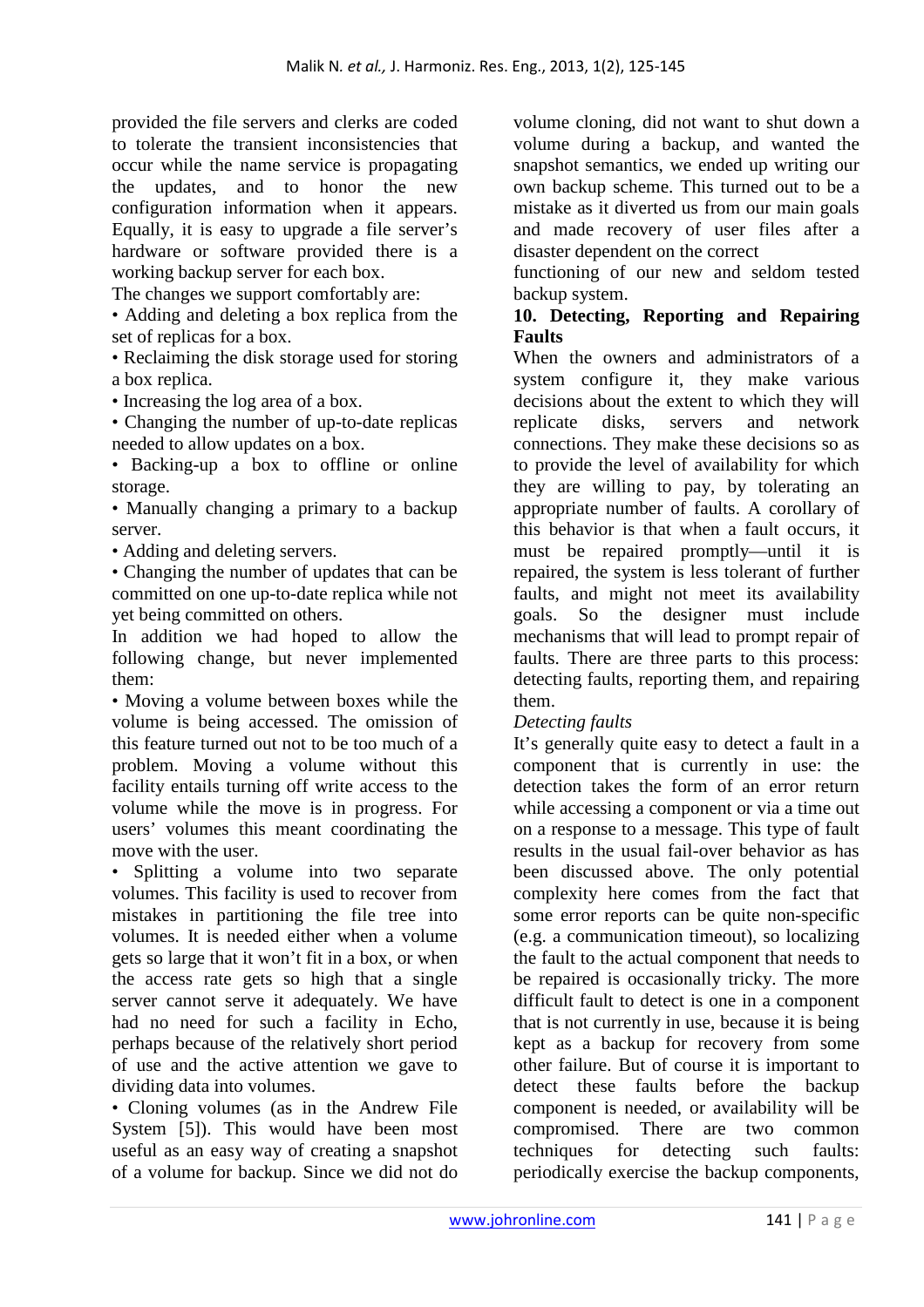provided the file servers and clerks are coded to tolerate the transient inconsistencies that occur while the name service is propagating the updates, and to honor the new configuration information when it appears. Equally, it is easy to upgrade a file server's hardware or software provided there is a working backup server for each box.

The changes we support comfortably are:

- Adding and deleting a box replica from the set of replicas for a box.
- Reclaiming the disk storage used for storing a box replica.
- Increasing the log area of a box.
- Changing the number of up-to-date replicas needed to allow updates on a box.
- Backing-up a box to offline or online storage.
- Manually changing a primary to a backup server.
- Adding and deleting servers.
- Changing the number of updates that can be committed on one up-to-date replica while not yet being committed on others.

In addition we had hoped to allow the following change, but never implemented them:

- Moving a volume between boxes while the volume is being accessed. The omission of this feature turned out not to be too much of a problem. Moving a volume without this facility entails turning off write access to the volume while the move is in progress. For users' volumes this meant coordinating the move with the user.
- Splitting a volume into two separate volumes. This facility is used to recover from mistakes in partitioning the file tree into volumes. It is needed either when a volume gets so large that it won't fit in a box, or when the access rate gets so high that a single server cannot serve it adequately. We have had no need for such a facility in Echo, perhaps because of the relatively short period of use and the active attention we gave to dividing data into volumes.
- Cloning volumes (as in the Andrew File System [5]). This would have been most useful as an easy way of creating a snapshot of a volume for backup. Since we did not do volume cloning, did not want to shut down a volume during a backup, and wanted the snapshot semantics, we ended up writing our own backup scheme. This turned out to be a mistake as it diverted us from our main goals and made recovery of user files after a disaster dependent on the correct functioning of our new and seldom tested backup system.

## 10. Detecting, Reporting and Repairing Faults

When the owners and administrators of a system configure it, they make various decisions about the extent to which they will replicate disks, servers and network connections. They make these decisions so as to provide the level of availability for which they are willing to pay, by tolerating an appropriate number of faults. A corollary of this behavior is that when a fault occurs, it must be repaired promptly—until it is repaired, the system is less tolerant of further faults, and might not meet its availability goals. So the designer must include mechanisms that will lead to prompt repair of faults. There are three parts to this process: detecting faults, reporting them, and repairing them.

*Detecting faults*

It's generally quite easy to detect a fault in a component that is currently in use: the detection takes the form of an error return while accessing a component or via a time out on a response to a message. This type of fault results in the usual fail-over behavior as has been discussed above. The only potential complexity here comes from the fact that some error reports can be quite non-specific (e.g. a communication timeout), so localizing the fault to the actual component that needs to be repaired is occasionally tricky. The more difficult fault to detect is one in a component that is not currently in use, because it is being kept as a backup for recovery from some other failure. But of course it is important to detect these faults before the backup component is needed, or availability will be compromised. There are two common techniques for detecting such faults: periodically exercise the backup components,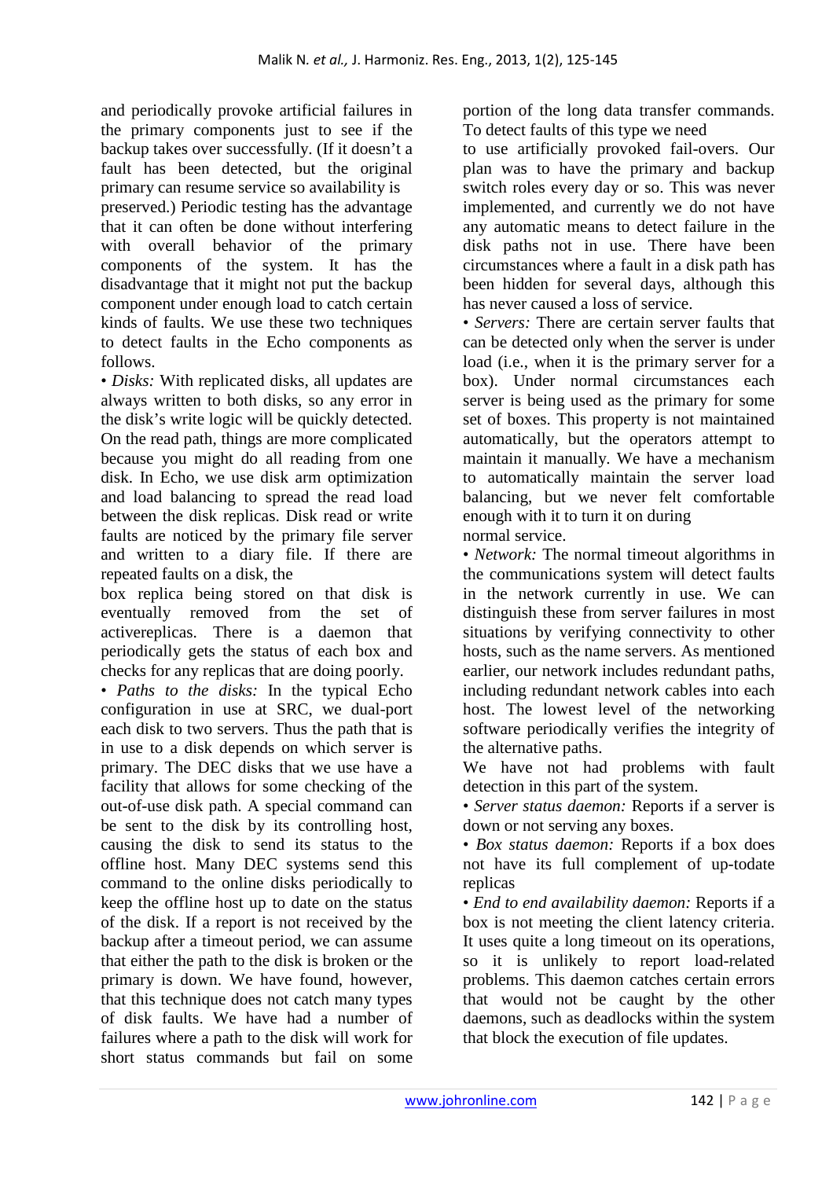and periodically provoke artificial failures in the primary components just to see if the backup takes over successfully. (If it doesn't a fault has been detected, but the original primary can resume service so availability is preserved.) Periodic testing has the advantage that it can often be done without interfering with overall behavior of the primary components of the system. It has the disadvantage that it might not put the backup component under enough load to catch certain kinds of faults. We use these two techniques to detect faults in the Echo components as follows.

- *Disks:* With replicated disks, all updates are always written to both disks, so any error in the disk's write logic will be quickly detected. On the read path, things are more complicated because you might do all reading from one disk. In Echo, we use disk arm optimization and load balancing to spread the read load between the disk replicas. Disk read or write faults are noticed by the primary file server and written to a diary file. If there are repeated faults on a disk, the box replica being stored on that disk is eventually removed from the set of activereplicas. There is a daemon that periodically gets the status of each box and checks for any replicas that are doing poorly.
- *Paths to the disks:* In the typical Echo configuration in use at SRC, we dual-port each disk to two servers. Thus the path that is in use to a disk depends on which server is primary. The DEC disks that we use have a facility that allows for some checking of the out-of-use disk path. A special command can be sent to the disk by its controlling host, causing the disk to send its status to the offline host. Many DEC systems send this command to the online disks periodically to keep the offline host up to date on the status of the disk. If a report is not received by the backup after a timeout period, we can assume that either the path to the disk is broken or the primary is down. We have found, however, that this technique does not catch many types of disk faults. We have had a number of failures where a path to the disk will work for short status commands but fail on some portion of the long data transfer commands. To detect faults of this type we need to use artificially provoked fail-overs. Our plan was to have the primary and backup switch roles every day or so. This was never implemented, and currently we do not have any automatic means to detect failure in the disk paths not in use. There have been circumstances where a fault in a disk path has been hidden for several days, although this has never caused a loss of service.
- *Servers:* There are certain server faults that can be detected only when the server is under load (i.e., when it is the primary server for a box). Under normal circumstances each server is being used as the primary for some set of boxes. This property is not maintained automatically, but the operators attempt to maintain it manually. We have a mechanism to automatically maintain the server load balancing, but we never felt comfortable enough with it to turn it on during normal service.
- *Network:* The normal timeout algorithms in the communications system will detect faults in the network currently in use. We can distinguish these from server failures in most situations by verifying connectivity to other hosts, such as the name servers. As mentioned earlier, our network includes redundant paths, including redundant network cables into each host. The lowest level of the networking software periodically verifies the integrity of the alternative paths.

We have not had problems with fault detection in this part of the system.

- *Server status daemon:* Reports if a server is down or not serving any boxes.
- *Box status daemon:* Reports if a box does not have its full complement of up-todate replicas
- *End to end availability daemon:* Reports if a box is not meeting the client latency criteria. It uses quite a long timeout on its operations, so it is unlikely to report load-related problems. This daemon catches certain errors that would not be caught by the other daemons, such as deadlocks within the system that block the execution of file updates.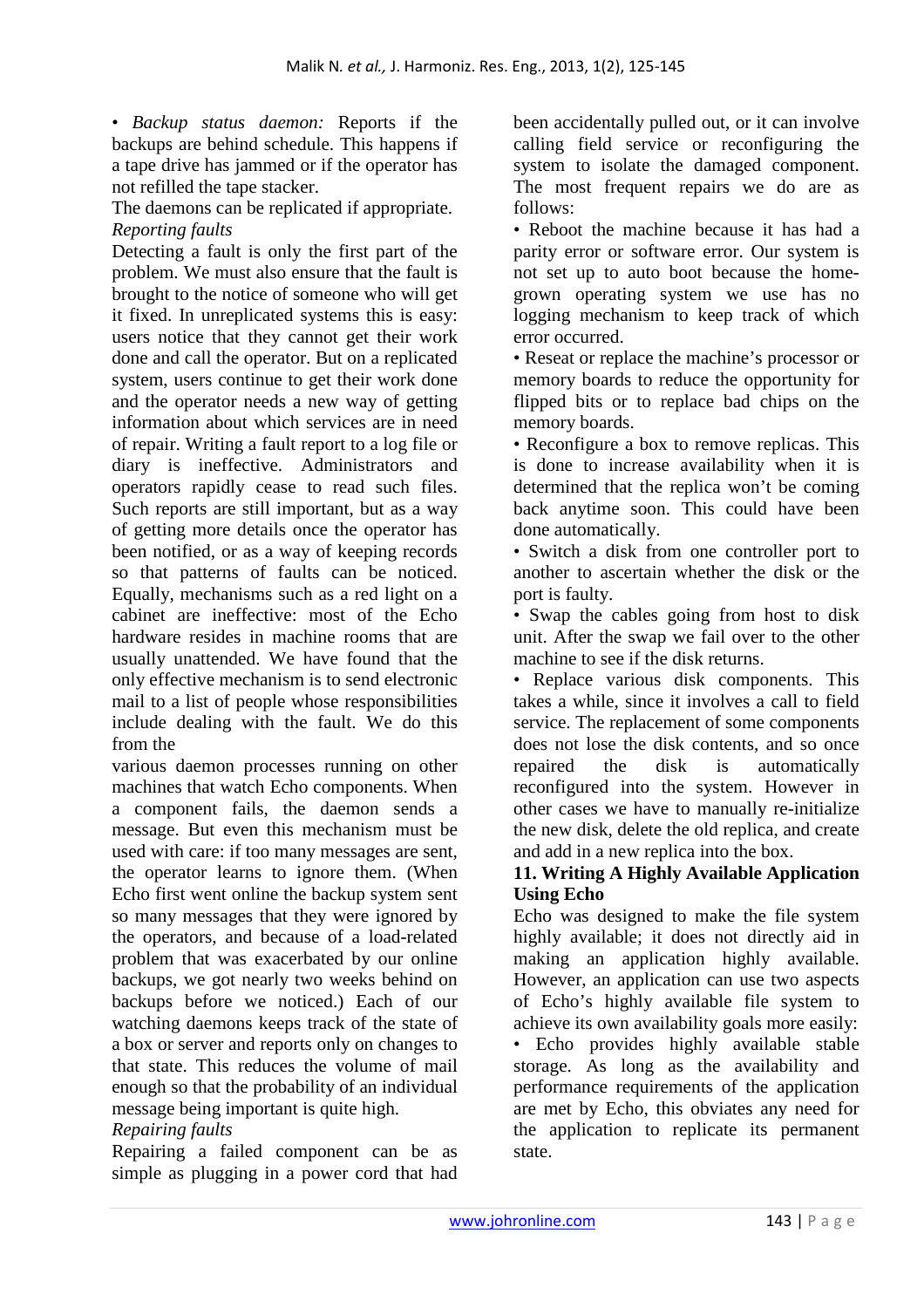• *Backup status daemon:* Reports if the backups are behind schedule. This happens if a tape drive has jammed or if the operator has not refilled the tape stacker.

The daemons can be replicated if appropriate.

*Reporting faults*

Detecting a fault is only the first part of the problem. We must also ensure that the fault is brought to the notice of someone who will get it fixed. In unreplicated systems this is easy: users notice that they cannot get their work done and call the operator. But on a replicated system, users continue to get their work done and the operator needs a new way of getting information about which services are in need of repair. Writing a fault report to a log file or diary is ineffective. Administrators and operators rapidly cease to read such files. Such reports are still important, but as a way of getting more details once the operator has been notified, or as a way of keeping records so that patterns of faults can be noticed. Equally, mechanisms such as a red light on a cabinet are ineffective: most of the Echo hardware resides in machine rooms that are usually unattended. We have found that the only effective mechanism is to send electronic mail to a list of people whose responsibilities include dealing with the fault. We do this from the various daemon processes running on other machines that watch Echo components. When a component fails, the daemon sends a message. But even this mechanism must be used with care: if too many messages are sent, the operator learns to ignore them. (When Echo first went online the backup system sent so many messages that they were ignored by the operators, and because of a load-related problem that was exacerbated by our online backups, we got nearly two weeks behind on backups before we noticed.) Each of our watching daemons keeps track of the state of a box or server and reports only on changes to that state. This reduces the volume of mail enough so that the probability of an individual message being important is quite high.

*Repairing faults*

Repairing a failed component can be as simple as plugging in a power cord that had been accidentally pulled out, or it can involve calling field service or reconfiguring the system to isolate the damaged component. The most frequent repairs we do are as follows:

• Reboot the machine because it has had a parity error or software error. Our system is not set up to auto boot because the home-grown operating system we use has no logging mechanism to keep track of which error occurred.

• Reseat or replace the machine's processor or memory boards to reduce the opportunity for flipped bits or to replace bad chips on the memory boards.

• Reconfigure a box to remove replicas. This is done to increase availability when it is determined that the replica won't be coming back anytime soon. This could have been done automatically.

• Switch a disk from one controller port to another to ascertain whether the disk or the port is faulty.

• Swap the cables going from host to disk unit. After the swap we fail over to the other machine to see if the disk returns.

• Replace various disk components. This takes a while, since it involves a call to field service. The replacement of some components does not lose the disk contents, and so once repaired the disk is automatically reconfigured into the system. However in other cases we have to manually re-initialize the new disk, delete the old replica, and create and add in a new replica into the box.

## 11. Writing A Highly Available Application Using Echo

Echo was designed to make the file system highly available; it does not directly aid in making an application highly available. However, an application can use two aspects of Echo's highly available file system to achieve its own availability goals more easily:

• Echo provides highly available stable storage. As long as the availability and performance requirements of the application are met by Echo, this obviates any need for the application to replicate its permanent state.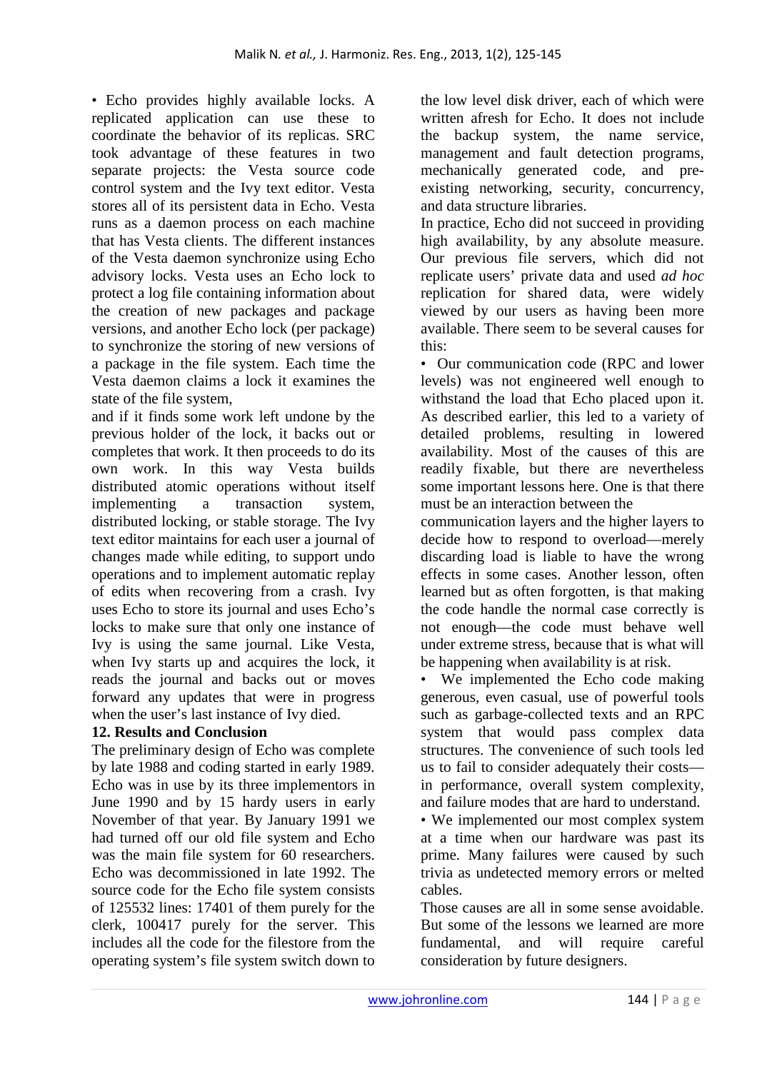• Echo provides highly available locks. A replicated application can use these to coordinate the behavior of its replicas. SRC took advantage of these features in two separate projects: the Vesta source code control system and the Ivy text editor. Vesta stores all of its persistent data in Echo. Vesta runs as a daemon process on each machine that has Vesta clients. The different instances of the Vesta daemon synchronize using Echo advisory locks. Vesta uses an Echo lock to protect a log file containing information about the creation of new packages and package versions, and another Echo lock (per package) to synchronize the storing of new versions of a package in the file system. Each time the Vesta daemon claims a lock it examines the state of the file system,

and if it finds some work left undone by the previous holder of the lock, it backs out or completes that work. It then proceeds to do its own work. In this way Vesta builds distributed atomic operations without itself implementing a transaction system, distributed locking, or stable storage. The Ivy text editor maintains for each user a journal of changes made while editing, to support undo operations and to implement automatic replay of edits when recovering from a crash. Ivy uses Echo to store its journal and uses Echo's locks to make sure that only one instance of Ivy is using the same journal. Like Vesta, when Ivy starts up and acquires the lock, it reads the journal and backs out or moves forward any updates that were in progress when the user's last instance of Ivy died.

## 12. Results and Conclusion

The preliminary design of Echo was complete by late 1988 and coding started in early 1989. Echo was in use by its three implementors in June 1990 and by 15 hardy users in early November of that year. By January 1991 we had turned off our old file system and Echo was the main file system for 60 researchers. Echo was decommissioned in late 1992. The source code for the Echo file system consists of 125532 lines: 17401 of them purely for the clerk, 100417 purely for the server. This includes all the code for the filestore from the operating system's file system switch down to the low level disk driver, each of which were written afresh for Echo. It does not include the backup system, the name service, management and fault detection programs, mechanically generated code, and pre-existing networking, security, concurrency, and data structure libraries.

In practice, Echo did not succeed in providing high availability, by any absolute measure. Our previous file servers, which did not replicate users' private data and used *ad hoc* replication for shared data, were widely viewed by our users as having been more available. There seem to be several causes for this:

• Our communication code (RPC and lower levels) was not engineered well enough to withstand the load that Echo placed upon it. As described earlier, this led to a variety of detailed problems, resulting in lowered availability. Most of the causes of this are readily fixable, but there are nevertheless some important lessons here. One is that there must be an interaction between the communication layers and the higher layers to decide how to respond to overload—merely discarding load is liable to have the wrong effects in some cases. Another lesson, often learned but as often forgotten, is that making the code handle the normal case correctly is not enough—the code must behave well under extreme stress, because that is what will be happening when availability is at risk.

• We implemented the Echo code making generous, even casual, use of powerful tools such as garbage-collected texts and an RPC system that would pass complex data structures. The convenience of such tools led us to fail to consider adequately their costs—in performance, overall system complexity, and failure modes that are hard to understand.

• We implemented our most complex system at a time when our hardware was past its prime. Many failures were caused by such trivia as undetected memory errors or melted cables.

Those causes are all in some sense avoidable. But some of the lessons we learned are more fundamental, and will require careful consideration by future designers.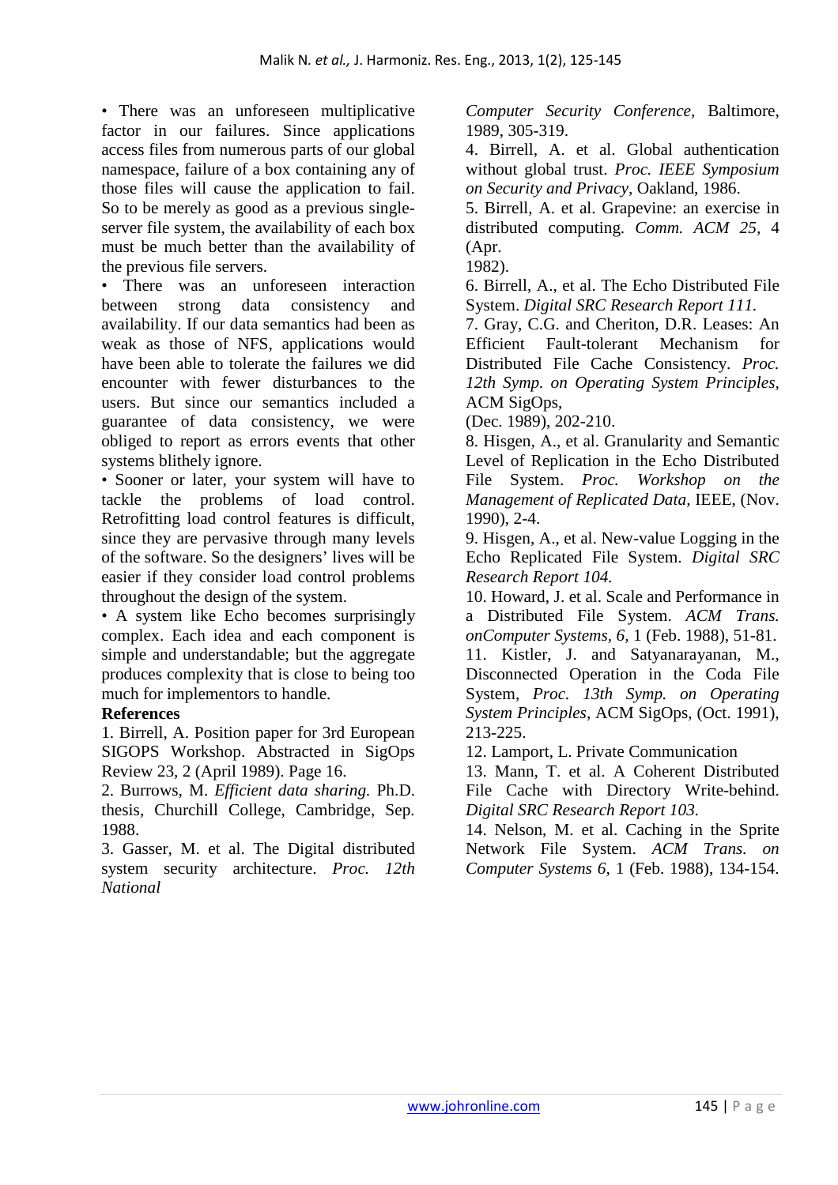- There was an unforeseen multiplicative factor in our failures. Since applications access files from numerous parts of our global namespace, failure of a box containing any of those files will cause the application to fail. So to be merely as good as a previous single-server file system, the availability of each box must be much better than the availability of the previous file servers.
- There was an unforeseen interaction between strong data consistency and availability. If our data semantics had been as weak as those of NFS, applications would have been able to tolerate the failures we did encounter with fewer disturbances to the users. But since our semantics included a guarantee of data consistency, we were obliged to report as errors events that other systems blithely ignore.
- Sooner or later, your system will have to tackle the problems of load control. Retrofitting load control features is difficult, since they are pervasive through many levels of the software. So the designers' lives will be easier if they consider load control problems throughout the design of the system.
- A system like Echo becomes surprisingly complex. Each idea and each component is simple and understandable; but the aggregate produces complexity that is close to being too much for implementors to handle.

**References**

1. Birrell, A. Position paper for 3rd European SIGOPS Workshop. Abstracted in SigOps Review 23, 2 (April 1989). Page 16.
2. Burrows, M. *Efficient data sharing.* Ph.D. thesis, Churchill College, Cambridge, Sep. 1988.
3. Gasser, M. et al. The Digital distributed system security architecture. *Proc. 12th National Computer Security Conference*, Baltimore, 1989, 305-319.
4. Birrell, A. et al. Global authentication without global trust. *Proc. IEEE Symposium on Security and Privacy*, Oakland, 1986.
5. Birrell, A. et al. Grapevine: an exercise in distributed computing. *Comm. ACM 25*, 4 (Apr. 1982).
6. Birrell, A., et al. The Echo Distributed File System. *Digital SRC Research Report 111.*
7. Gray, C.G. and Cheriton, D.R. Leases: An Efficient Fault-tolerant Mechanism for Distributed File Cache Consistency. *Proc. 12th Symp. on Operating System Principles*, ACM SigOps, (Dec. 1989), 202-210.
8. Hisgen, A., et al. Granularity and Semantic Level of Replication in the Echo Distributed File System. *Proc. Workshop on the Management of Replicated Data*, IEEE, (Nov. 1990), 2-4.
9. Hisgen, A., et al. New-value Logging in the Echo Replicated File System. *Digital SRC Research Report 104.*
10. Howard, J. et al. Scale and Performance in a Distributed File System. *ACM Trans. onComputer Systems, 6*, 1 (Feb. 1988), 51-81.
11. Kistler, J. and Satyanarayanan, M., Disconnected Operation in the Coda File System, *Proc. 13th Symp. on Operating System Principles*, ACM SigOps, (Oct. 1991), 213-225.
12. Lamport, L. Private Communication
13. Mann, T. et al. A Coherent Distributed File Cache with Directory Write-behind. *Digital SRC Research Report 103.*
14. Nelson, M. et al. Caching in the Sprite Network File System. *ACM Trans. on Computer Systems 6*, 1 (Feb. 1988), 134-154.